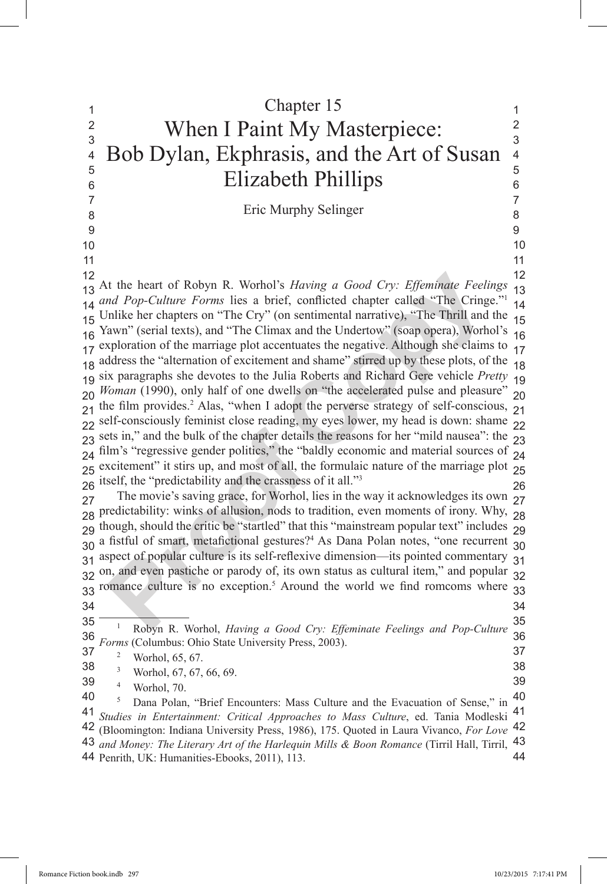# Chapter 15

# When I Paint My Masterpiece: Bob Dylan, Ekphrasis, and the Art of Susan Elizabeth Phillips

Eric Murphy Selinger

At the heart of Robyn R. Worhol's *Having a Good Cry: Effeminate Feelings and Pop-Culture Forms* lies a brief, conflicted chapter called "The Cringe."[1] Unlike her chapters on "The Cry" (on sentimental narrative), "The Thrill and the Yawn" (serial texts), and "The Climax and the Undertow" (soap opera), Worhol's exploration of the marriage plot accentuates the negative. Although she claims to address the "alternation of excitement and shame" stirred up by these plots, of the six paragraphs she devotes to the Julia Roberts and Richard Gere vehicle *Pretty Woman* (1990), only half of one dwells on "the accelerated pulse and pleasure" the film provides.[2] Alas, "when I adopt the perverse strategy of self-conscious, self-consciously feminist close reading, my eyes lower, my head is down: shame sets in," and the bulk of the chapter details the reasons for her "mild nausea": the film's "regressive gender politics," the "baldly economic and material sources of excitement" it stirs up, and most of all, the formulaic nature of the marriage plot itself, the "predictability and the crassness of it all."[3]

The movie's saving grace, for Worhol, lies in the way it acknowledges its own predictability: winks of allusion, nods to tradition, even moments of irony. Why, though, should the critic be "startled" that this "mainstream popular text" includes a fistful of smart, metafictional gestures?[4] As Dana Polan notes, "one recurrent aspect of popular culture is its self-reflexive dimension—its pointed commentary on, and even pastiche or parody of, its own status as cultural item," and popular romance culture is no exception.[5] Around the world we find romcoms where

---

[1] Robyn R. Worhol, *Having a Good Cry: Effeminate Feelings and Pop-Culture Forms* (Columbus: Ohio State University Press, 2003).

[2] Worhol, 65, 67.

[3] Worhol, 67, 67, 66, 69.

[4] Worhol, 70.

[5] Dana Polan, "Brief Encounters: Mass Culture and the Evacuation of Sense," in *Studies in Entertainment: Critical Approaches to Mass Culture*, ed. Tania Modleski (Bloomington: Indiana University Press, 1986), 175. Quoted in Laura Vivanco, *For Love and Money: The Literary Art of the Harlequin Mills & Boon Romance* (Tirril Hall, Tirril, Penrith, UK: Humanities-Ebooks, 2011), 113.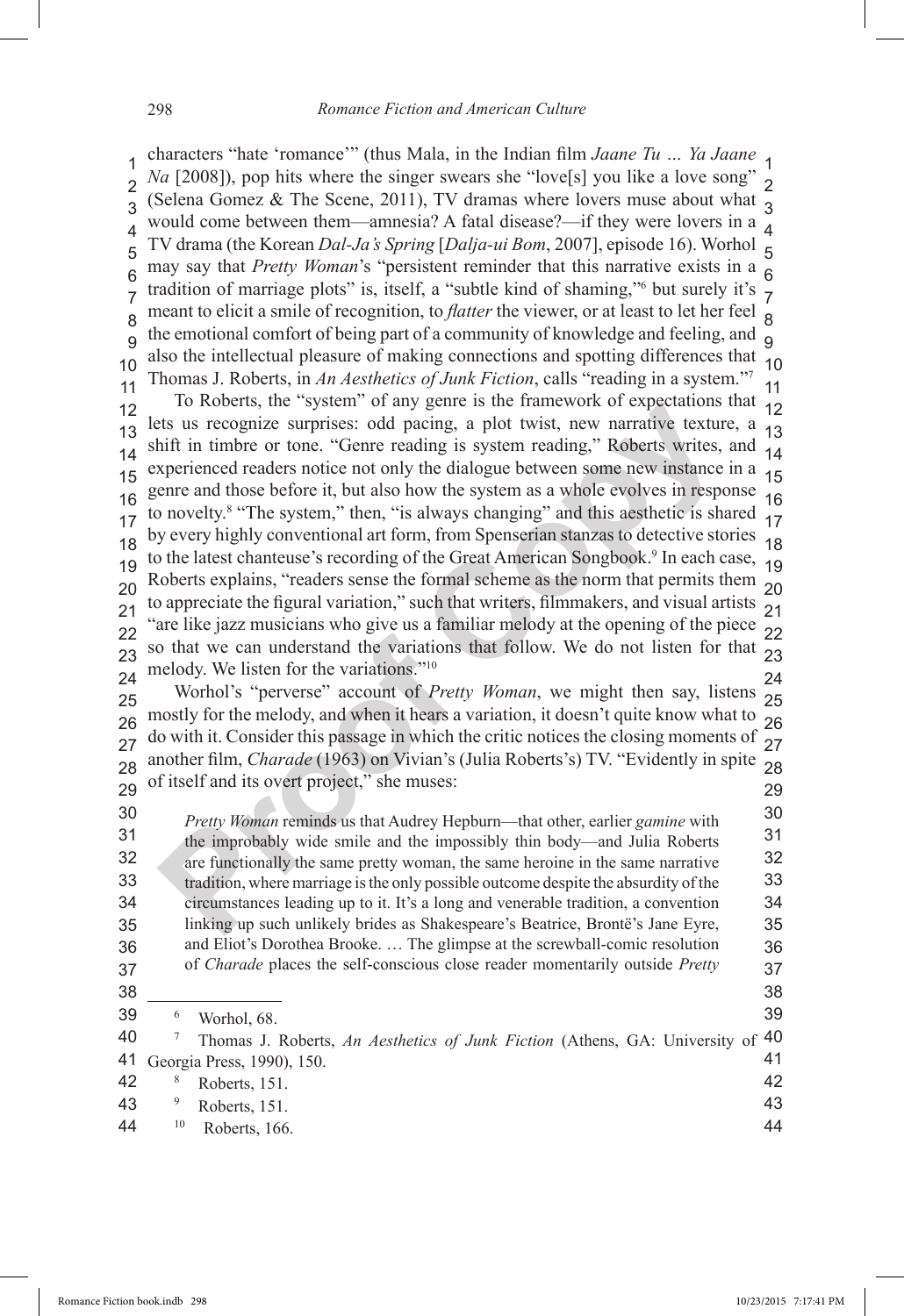characters "hate 'romance'" (thus Mala, in the Indian film *Jaane Tu … Ya Jaane Na* [2008]), pop hits where the singer swears she "love[s] you like a love song" (Selena Gomez & The Scene, 2011), TV dramas where lovers muse about what would come between them—amnesia? A fatal disease?—if they were lovers in a TV drama (the Korean *Dal-Ja's Spring* [*Dalja-ui Bom*, 2007], episode 16). Worhol may say that *Pretty Woman*'s "persistent reminder that this narrative exists in a tradition of marriage plots" is, itself, a "subtle kind of shaming,"[6] but surely it's meant to elicit a smile of recognition, to *flatter* the viewer, or at least to let her feel the emotional comfort of being part of a community of knowledge and feeling, and also the intellectual pleasure of making connections and spotting differences that Thomas J. Roberts, in *An Aesthetics of Junk Fiction*, calls "reading in a system."[7]

To Roberts, the "system" of any genre is the framework of expectations that lets us recognize surprises: odd pacing, a plot twist, new narrative texture, a shift in timbre or tone. "Genre reading is system reading," Roberts writes, and experienced readers notice not only the dialogue between some new instance in a genre and those before it, but also how the system as a whole evolves in response to novelty.[8] "The system," then, "is always changing" and this aesthetic is shared by every highly conventional art form, from Spenserian stanzas to detective stories to the latest chanteuse's recording of the Great American Songbook.[9] In each case, Roberts explains, "readers sense the formal scheme as the norm that permits them to appreciate the figural variation," such that writers, filmmakers, and visual artists "are like jazz musicians who give us a familiar melody at the opening of the piece so that we can understand the variations that follow. We do not listen for that melody. We listen for the variations."[10]

Worhol's "perverse" account of *Pretty Woman*, we might then say, listens mostly for the melody, and when it hears a variation, it doesn't quite know what to do with it. Consider this passage in which the critic notices the closing moments of another film, *Charade* (1963) on Vivian's (Julia Roberts's) TV. "Evidently in spite of itself and its overt project," she muses:

> *Pretty Woman* reminds us that Audrey Hepburn—that other, earlier *gamine* with the improbably wide smile and the impossibly thin body—and Julia Roberts are functionally the same pretty woman, the same heroine in the same narrative tradition, where marriage is the only possible outcome despite the absurdity of the circumstances leading up to it. It's a long and venerable tradition, a convention linking up such unlikely brides as Shakespeare's Beatrice, Brontë's Jane Eyre, and Eliot's Dorothea Brooke. … The glimpse at the screwball-comic resolution of *Charade* places the self-conscious close reader momentarily outside *Pretty*

---

[6] Worhol, 68.

[7] Thomas J. Roberts, *An Aesthetics of Junk Fiction* (Athens, GA: University of Georgia Press, 1990), 150.

[8] Roberts, 151.

[9] Roberts, 151.

[10] Roberts, 166.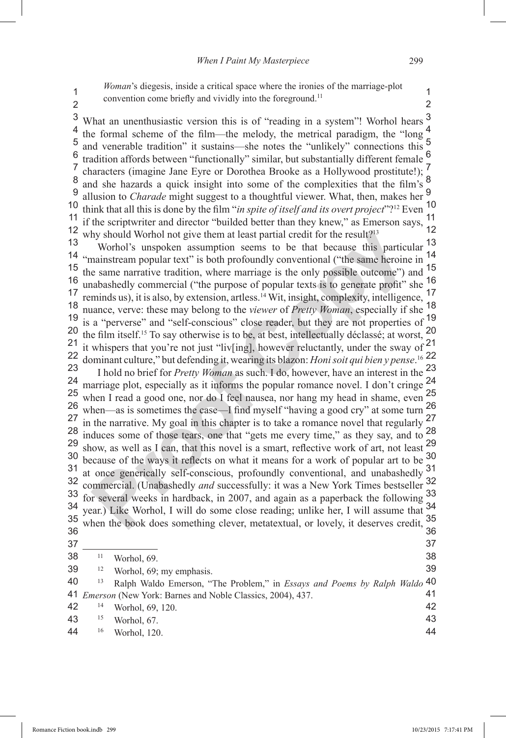*Woman*'s diegesis, inside a critical space where the ironies of the marriage-plot convention come briefly and vividly into the foreground.[11]

What an unenthusiastic version this is of "reading in a system"! Worhol hears the formal scheme of the film—the melody, the metrical paradigm, the "long and venerable tradition" it sustains—she notes the "unlikely" connections this tradition affords between "functionally" similar, but substantially different female characters (imagine Jane Eyre or Dorothea Brooke as a Hollywood prostitute!); and she hazards a quick insight into some of the complexities that the film's allusion to *Charade* might suggest to a thoughtful viewer. What, then, makes her think that all this is done by the film "*in spite of itself and its overt project*"?[12] Even if the scriptwriter and director "builded better than they knew," as Emerson says, why should Worhol not give them at least partial credit for the result?[13]

Worhol's unspoken assumption seems to be that because this particular "mainstream popular text" is both profoundly conventional ("the same heroine in the same narrative tradition, where marriage is the only possible outcome") and unabashedly commercial ("the purpose of popular texts is to generate profit" she reminds us), it is also, by extension, artless.[14] Wit, insight, complexity, intelligence, nuance, verve: these may belong to the *viewer* of *Pretty Woman*, especially if she is a "perverse" and "self-conscious" close reader, but they are not properties of the film itself.[15] To say otherwise is to be, at best, intellectually déclassé; at worst, it whispers that you're not just "liv[ing], however reluctantly, under the sway of dominant culture," but defending it, wearing its blazon: *Honi soit qui bien y pense*.[16]

I hold no brief for *Pretty Woman* as such. I do, however, have an interest in the marriage plot, especially as it informs the popular romance novel. I don't cringe when I read a good one, nor do I feel nausea, nor hang my head in shame, even when—as is sometimes the case—I find myself "having a good cry" at some turn in the narrative. My goal in this chapter is to take a romance novel that regularly induces some of those tears, one that "gets me every time," as they say, and to show, as well as I can, that this novel is a smart, reflective work of art, not least because of the ways it reflects on what it means for a work of popular art to be at once generically self-conscious, profoundly conventional, and unabashedly commercial. (Unabashedly *and* successfully: it was a New York Times bestseller for several weeks in hardback, in 2007, and again as a paperback the following year.) Like Worhol, I will do some close reading; unlike her, I will assume that when the book does something clever, metatextual, or lovely, it deserves credit,

---

[11] Worhol, 69.

[12] Worhol, 69; my emphasis.

[13] Ralph Waldo Emerson, "The Problem," in *Essays and Poems by Ralph Waldo Emerson* (New York: Barnes and Noble Classics, 2004), 437.

[14] Worhol, 69, 120.

[15] Worhol, 67.

[16] Worhol, 120.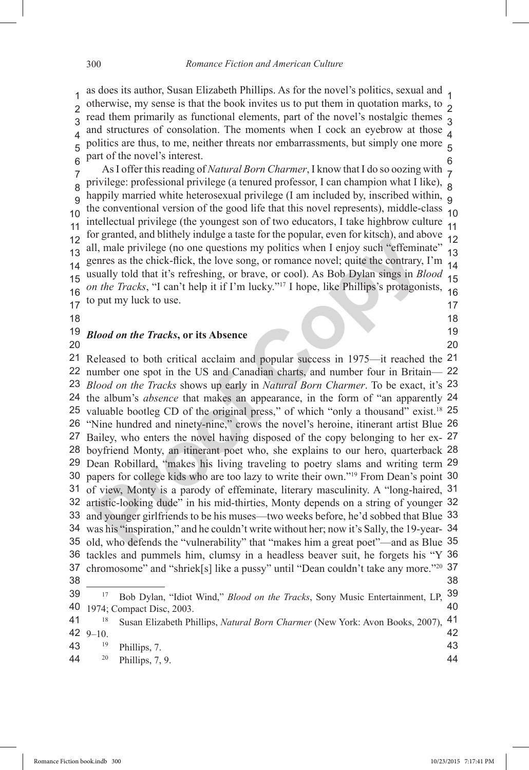as does its author, Susan Elizabeth Phillips. As for the novel's politics, sexual and otherwise, my sense is that the book invites us to put them in quotation marks, to read them primarily as functional elements, part of the novel's nostalgic themes and structures of consolation. The moments when I cock an eyebrow at those politics are thus, to me, neither threats nor embarrassments, but simply one more part of the novel's interest.

As I offer this reading of *Natural Born Charmer*, I know that I do so oozing with privilege: professional privilege (a tenured professor, I can champion what I like), happily married white heterosexual privilege (I am included by, inscribed within, the conventional version of the good life that this novel represents), middle-class intellectual privilege (the youngest son of two educators, I take highbrow culture for granted, and blithely indulge a taste for the popular, even for kitsch), and above all, male privilege (no one questions my politics when I enjoy such "effeminate" genres as the chick-flick, the love song, or romance novel; quite the contrary, I'm usually told that it's refreshing, or brave, or cool). As Bob Dylan sings in *Blood on the Tracks*, "I can't help it if I'm lucky."[17] I hope, like Phillips's protagonists, to put my luck to use.

## *Blood on the Tracks*, or its Absence

Released to both critical acclaim and popular success in 1975—it reached the number one spot in the US and Canadian charts, and number four in Britain—*Blood on the Tracks* shows up early in *Natural Born Charmer*. To be exact, it's the album's *absence* that makes an appearance, in the form of "an apparently valuable bootleg CD of the original press," of which "only a thousand" exist.[18] "Nine hundred and ninety-nine," crows the novel's heroine, itinerant artist Blue Bailey, who enters the novel having disposed of the copy belonging to her ex-boyfriend Monty, an itinerant poet who, she explains to our hero, quarterback Dean Robillard, "makes his living traveling to poetry slams and writing term papers for college kids who are too lazy to write their own."[19] From Dean's point of view, Monty is a parody of effeminate, literary masculinity. A "long-haired, artistic-looking dude" in his mid-thirties, Monty depends on a string of younger and younger girlfriends to be his muses—two weeks before, he'd sobbed that Blue was his "inspiration," and he couldn't write without her; now it's Sally, the 19-year-old, who defends the "vulnerability" that "makes him a great poet"—and as Blue tackles and pummels him, clumsy in a headless beaver suit, he forgets his "Y chromosome" and "shriek[s] like a pussy" until "Dean couldn't take any more."[20]

---

[17] Bob Dylan, "Idiot Wind," *Blood on the Tracks*, Sony Music Entertainment, LP, 1974; Compact Disc, 2003.

[18] Susan Elizabeth Phillips, *Natural Born Charmer* (New York: Avon Books, 2007), 9–10.

[19] Phillips, 7.

[20] Phillips, 7, 9.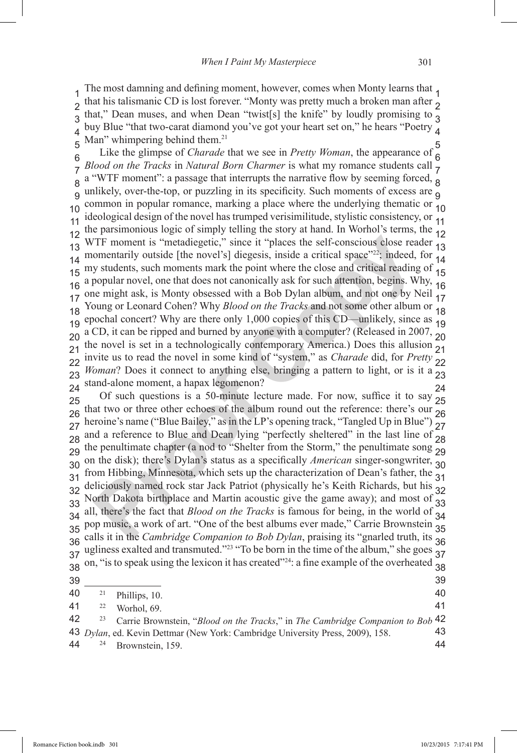The most damning and defining moment, however, comes when Monty learns that that his talismanic CD is lost forever. "Monty was pretty much a broken man after that," Dean muses, and when Dean "twist[s] the knife" by loudly promising to buy Blue "that two-carat diamond you've got your heart set on," he hears "Poetry Man" whimpering behind them.[21]

Like the glimpse of *Charade* that we see in *Pretty Woman*, the appearance of *Blood on the Tracks* in *Natural Born Charmer* is what my romance students call a "WTF moment": a passage that interrupts the narrative flow by seeming forced, unlikely, over-the-top, or puzzling in its specificity. Such moments of excess are common in popular romance, marking a place where the underlying thematic or ideological design of the novel has trumped verisimilitude, stylistic consistency, or the parsimonious logic of simply telling the story at hand. In Worhol's terms, the WTF moment is "metadiegetic," since it "places the self-conscious close reader momentarily outside [the novel's] diegesis, inside a critical space"[22]; indeed, for my students, such moments mark the point where the close and critical reading of a popular novel, one that does not canonically ask for such attention, begins. Why, one might ask, is Monty obsessed with a Bob Dylan album, and not one by Neil Young or Leonard Cohen? Why *Blood on the Tracks* and not some other album or epochal concert? Why are there only 1,000 copies of this CD—unlikely, since as a CD, it can be ripped and burned by anyone with a computer? (Released in 2007, the novel is set in a technologically contemporary America.) Does this allusion invite us to read the novel in some kind of "system," as *Charade* did, for *Pretty Woman*? Does it connect to anything else, bringing a pattern to light, or is it a stand-alone moment, a hapax legomenon?

Of such questions is a 50-minute lecture made. For now, suffice it to say that two or three other echoes of the album round out the reference: there's our heroine's name ("Blue Bailey," as in the LP's opening track, "Tangled Up in Blue") and a reference to Blue and Dean lying "perfectly sheltered" in the last line of the penultimate chapter (a nod to "Shelter from the Storm," the penultimate song on the disk); there's Dylan's status as a specifically *American* singer-songwriter, from Hibbing, Minnesota, which sets up the characterization of Dean's father, the deliciously named rock star Jack Patriot (physically he's Keith Richards, but his North Dakota birthplace and Martin acoustic give the game away); and most of all, there's the fact that *Blood on the Tracks* is famous for being, in the world of pop music, a work of art. "One of the best albums ever made," Carrie Brownstein calls it in the *Cambridge Companion to Bob Dylan*, praising its "gnarled truth, its ugliness exalted and transmuted."[23] "To be born in the time of the album," she goes on, "is to speak using the lexicon it has created"[24]: a fine example of the overheated

---

[21] Phillips, 10.

[22] Worhol, 69.

[23] Carrie Brownstein, "*Blood on the Tracks*," in *The Cambridge Companion to Bob Dylan*, ed. Kevin Dettmar (New York: Cambridge University Press, 2009), 158.

[24] Brownstein, 159.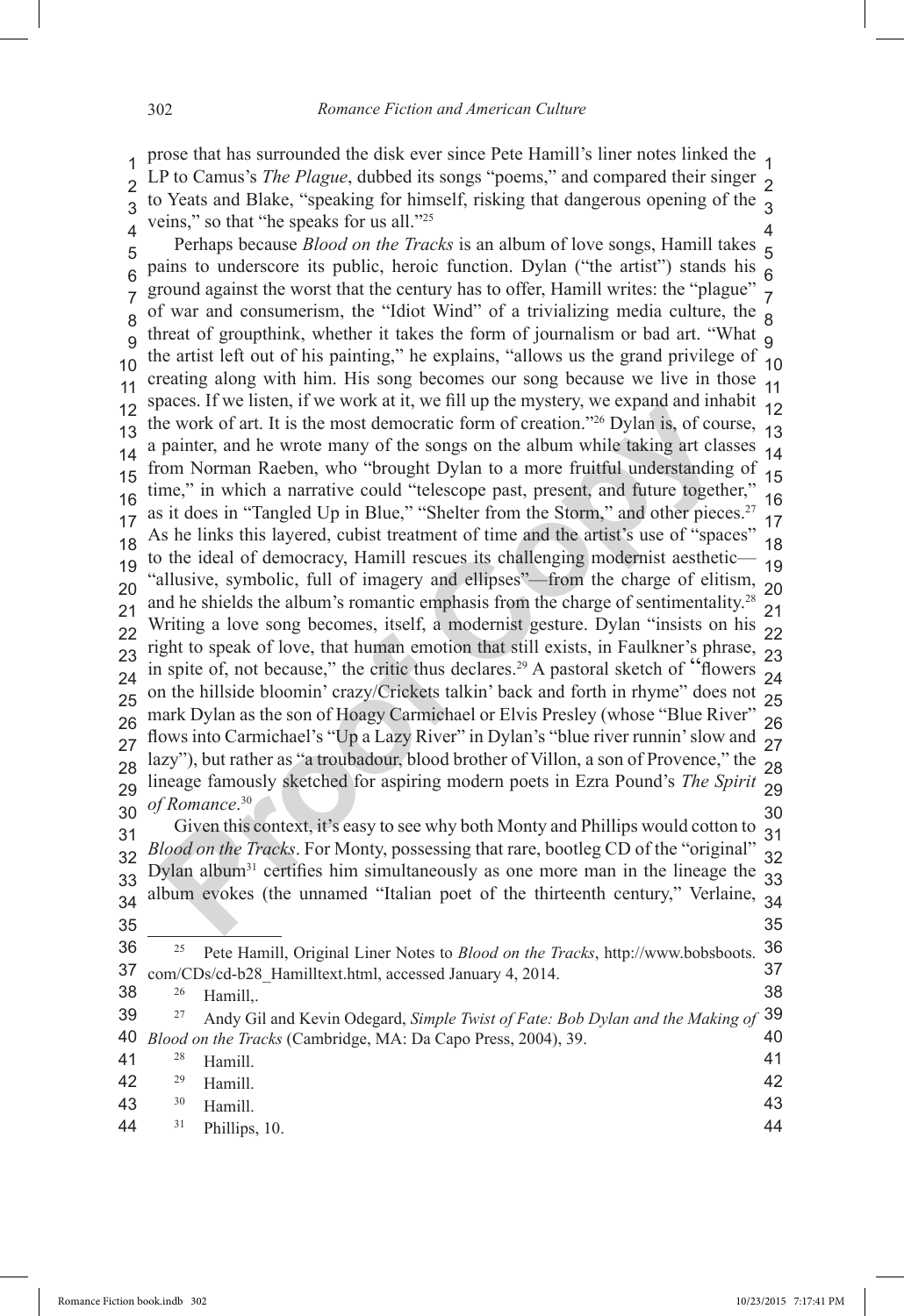prose that has surrounded the disk ever since Pete Hamill's liner notes linked the LP to Camus's *The Plague*, dubbed its songs "poems," and compared their singer to Yeats and Blake, "speaking for himself, risking that dangerous opening of the veins," so that "he speaks for us all."[25]

Perhaps because *Blood on the Tracks* is an album of love songs, Hamill takes pains to underscore its public, heroic function. Dylan ("the artist") stands his ground against the worst that the century has to offer, Hamill writes: the "plague" of war and consumerism, the "Idiot Wind" of a trivializing media culture, the threat of groupthink, whether it takes the form of journalism or bad art. "What the artist left out of his painting," he explains, "allows us the grand privilege of creating along with him. His song becomes our song because we live in those spaces. If we listen, if we work at it, we fill up the mystery, we expand and inhabit the work of art. It is the most democratic form of creation."[26] Dylan is, of course, a painter, and he wrote many of the songs on the album while taking art classes from Norman Raeben, who "brought Dylan to a more fruitful understanding of time," in which a narrative could "telescope past, present, and future together," as it does in "Tangled Up in Blue," "Shelter from the Storm," and other pieces.[27] As he links this layered, cubist treatment of time and the artist's use of "spaces" to the ideal of democracy, Hamill rescues its challenging modernist aesthetic—"allusive, symbolic, full of imagery and ellipses"—from the charge of elitism, and he shields the album's romantic emphasis from the charge of sentimentality.[28] Writing a love song becomes, itself, a modernist gesture. Dylan "insists on his right to speak of love, that human emotion that still exists, in Faulkner's phrase, in spite of, not because," the critic thus declares.[29] A pastoral sketch of "flowers on the hillside bloomin' crazy/Crickets talkin' back and forth in rhyme" does not mark Dylan as the son of Hoagy Carmichael or Elvis Presley (whose "Blue River" flows into Carmichael's "Up a Lazy River" in Dylan's "blue river runnin' slow and lazy"), but rather as "a troubadour, blood brother of Villon, a son of Provence," the lineage famously sketched for aspiring modern poets in Ezra Pound's *The Spirit of Romance*.[30]

Given this context, it's easy to see why both Monty and Phillips would cotton to *Blood on the Tracks*. For Monty, possessing that rare, bootleg CD of the "original" Dylan album[31] certifies him simultaneously as one more man in the lineage the album evokes (the unnamed "Italian poet of the thirteenth century," Verlaine,

---

[25] Pete Hamill, Original Liner Notes to *Blood on the Tracks*, http://www.bobsboots.com/CDs/cd-b28_Hamilltext.html, accessed January 4, 2014.

[26] Hamill,.

[27] Andy Gil and Kevin Odegard, *Simple Twist of Fate: Bob Dylan and the Making of Blood on the Tracks* (Cambridge, MA: Da Capo Press, 2004), 39.

[28] Hamill.

[29] Hamill.

[30] Hamill.

[31] Phillips, 10.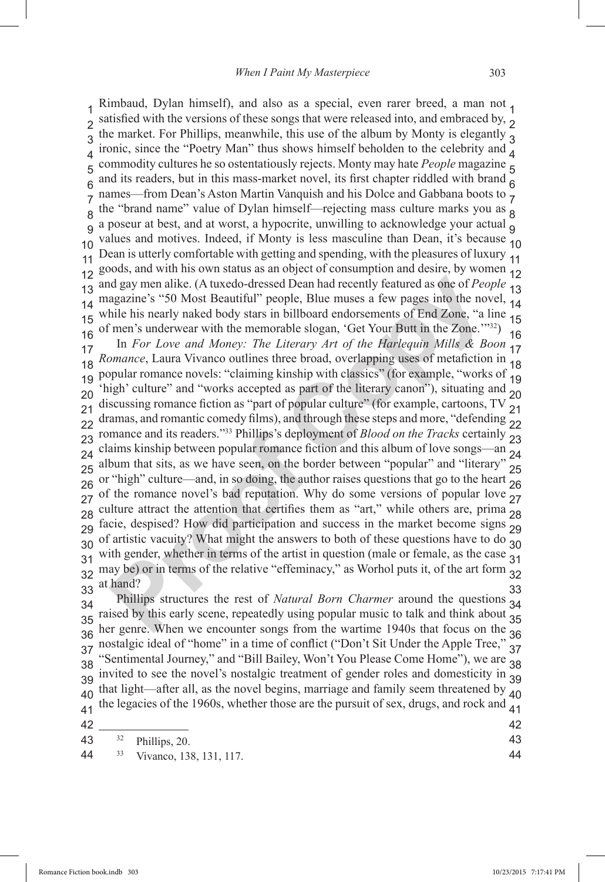Rimbaud, Dylan himself), and also as a special, even rarer breed, a man not satisfied with the versions of these songs that were released into, and embraced by, the market. For Phillips, meanwhile, this use of the album by Monty is elegantly ironic, since the "Poetry Man" thus shows himself beholden to the celebrity and commodity cultures he so ostentatiously rejects. Monty may hate *People* magazine and its readers, but in this mass-market novel, its first chapter riddled with brand names—from Dean's Aston Martin Vanquish and his Dolce and Gabbana boots to the "brand name" value of Dylan himself—rejecting mass culture marks you as a poseur at best, and at worst, a hypocrite, unwilling to acknowledge your actual values and motives. Indeed, if Monty is less masculine than Dean, it's because Dean is utterly comfortable with getting and spending, with the pleasures of luxury goods, and with his own status as an object of consumption and desire, by women and gay men alike. (A tuxedo-dressed Dean had recently featured as one of *People* magazine's "50 Most Beautiful" people, Blue muses a few pages into the novel, while his nearly naked body stars in billboard endorsements of End Zone, "a line of men's underwear with the memorable slogan, 'Get Your Butt in the Zone.'"[32])

In *For Love and Money: The Literary Art of the Harlequin Mills & Boon Romance*, Laura Vivanco outlines three broad, overlapping uses of metafiction in popular romance novels: "claiming kinship with classics" (for example, "works of 'high' culture" and "works accepted as part of the literary canon"), situating and discussing romance fiction as "part of popular culture" (for example, cartoons, TV dramas, and romantic comedy films), and through these steps and more, "defending romance and its readers."[33] Phillips's deployment of *Blood on the Tracks* certainly claims kinship between popular romance fiction and this album of love songs—an album that sits, as we have seen, on the border between "popular" and "literary" or "high" culture—and, in so doing, the author raises questions that go to the heart of the romance novel's bad reputation. Why do some versions of popular love culture attract the attention that certifies them as "art," while others are, prima facie, despised? How did participation and success in the market become signs of artistic vacuity? What might the answers to both of these questions have to do with gender, whether in terms of the artist in question (male or female, as the case may be) or in terms of the relative "effeminacy," as Worhol puts it, of the art form at hand?

Phillips structures the rest of *Natural Born Charmer* around the questions raised by this early scene, repeatedly using popular music to talk and think about her genre. When we encounter songs from the wartime 1940s that focus on the nostalgic ideal of "home" in a time of conflict ("Don't Sit Under the Apple Tree," "Sentimental Journey," and "Bill Bailey, Won't You Please Come Home"), we are invited to see the novel's nostalgic treatment of gender roles and domesticity in that light—after all, as the novel begins, marriage and family seem threatened by the legacies of the 1960s, whether those are the pursuit of sex, drugs, and rock and

---

[32] Phillips, 20.

[33] Vivanco, 138, 131, 117.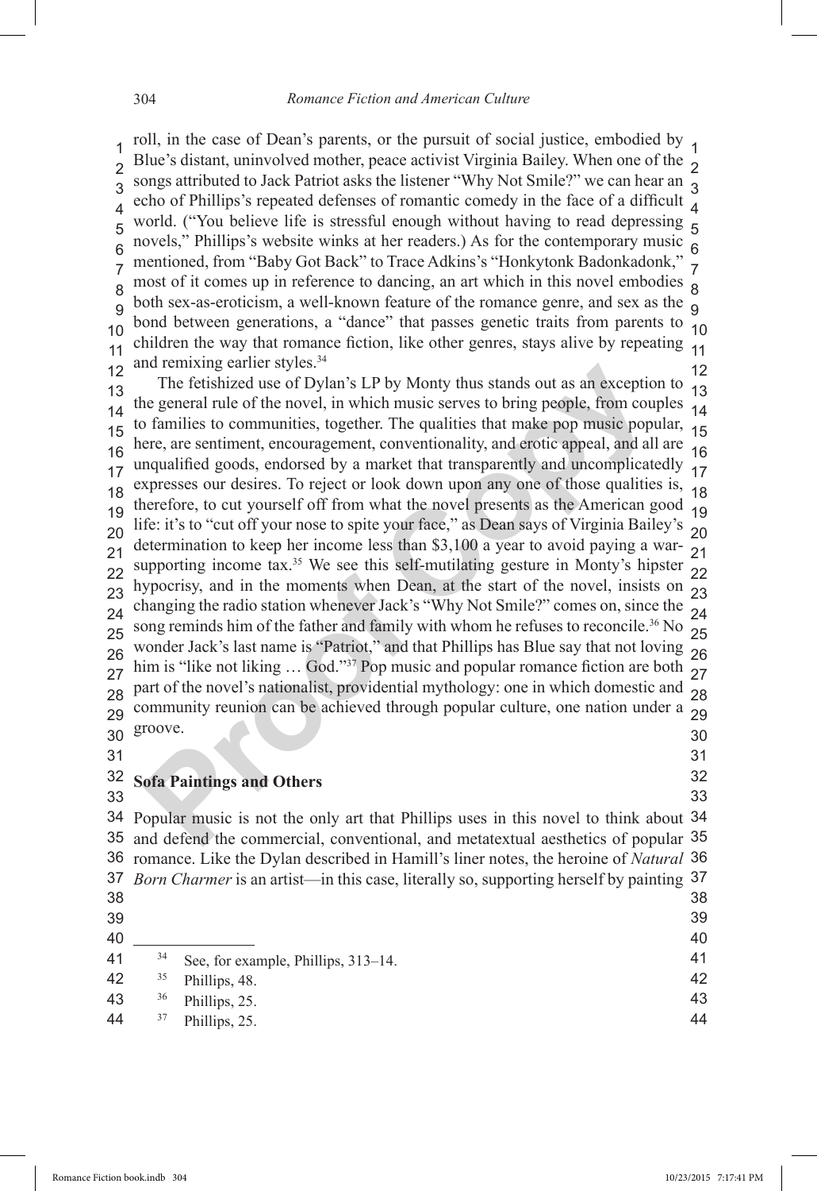roll, in the case of Dean's parents, or the pursuit of social justice, embodied by Blue's distant, uninvolved mother, peace activist Virginia Bailey. When one of the songs attributed to Jack Patriot asks the listener "Why Not Smile?" we can hear an echo of Phillips's repeated defenses of romantic comedy in the face of a difficult world. ("You believe life is stressful enough without having to read depressing novels," Phillips's website winks at her readers.) As for the contemporary music mentioned, from "Baby Got Back" to Trace Adkins's "Honkytonk Badonkadonk," most of it comes up in reference to dancing, an art which in this novel embodies both sex-as-eroticism, a well-known feature of the romance genre, and sex as the bond between generations, a "dance" that passes genetic traits from parents to children the way that romance fiction, like other genres, stays alive by repeating and remixing earlier styles.[34]

The fetishized use of Dylan's LP by Monty thus stands out as an exception to the general rule of the novel, in which music serves to bring people, from couples to families to communities, together. The qualities that make pop music popular, here, are sentiment, encouragement, conventionality, and erotic appeal, and all are unqualified goods, endorsed by a market that transparently and uncomplicatedly expresses our desires. To reject or look down upon any one of those qualities is, therefore, to cut yourself off from what the novel presents as the American good life: it's to "cut off your nose to spite your face," as Dean says of Virginia Bailey's determination to keep her income less than \$3,100 a year to avoid paying a war-supporting income tax.[35] We see this self-mutilating gesture in Monty's hipster hypocrisy, and in the moments when Dean, at the start of the novel, insists on changing the radio station whenever Jack's "Why Not Smile?" comes on, since the song reminds him of the father and family with whom he refuses to reconcile.[36] No wonder Jack's last name is "Patriot," and that Phillips has Blue say that not loving him is "like not liking … God."[37] Pop music and popular romance fiction are both part of the novel's nationalist, providential mythology: one in which domestic and community reunion can be achieved through popular culture, one nation under a groove.

## Sofa Paintings and Others

Popular music is not the only art that Phillips uses in this novel to think about and defend the commercial, conventional, and metatextual aesthetics of popular romance. Like the Dylan described in Hamill's liner notes, the heroine of *Natural Born Charmer* is an artist—in this case, literally so, supporting herself by painting

---

[34] See, for example, Phillips, 313–14.

[35] Phillips, 48.

[36] Phillips, 25.

[37] Phillips, 25.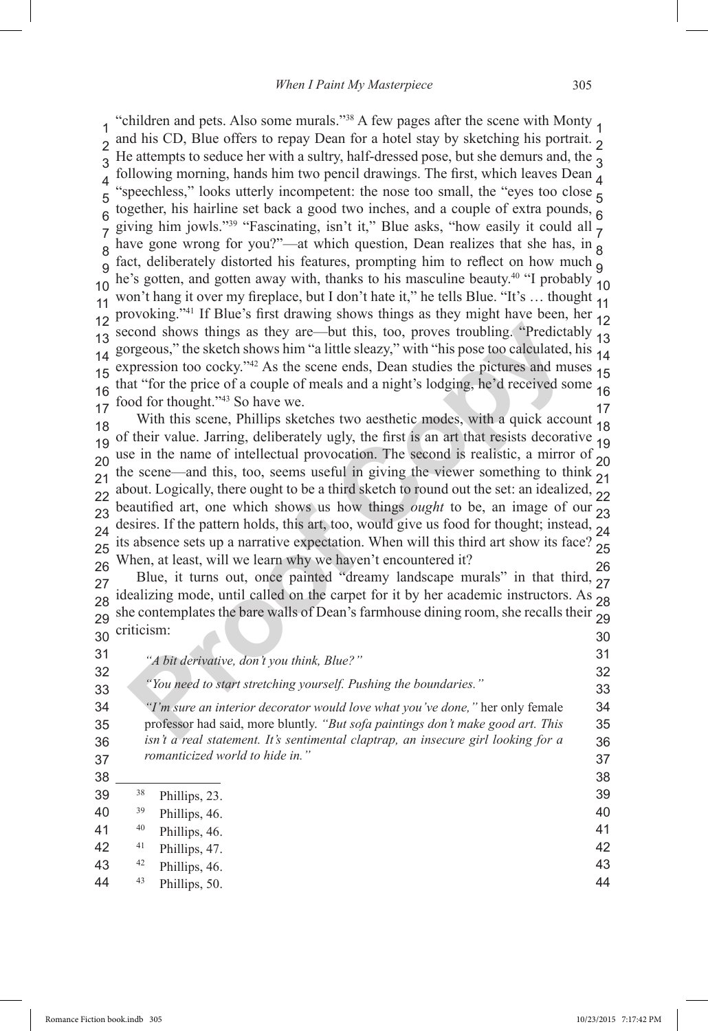"children and pets. Also some murals."[38] A few pages after the scene with Monty and his CD, Blue offers to repay Dean for a hotel stay by sketching his portrait. He attempts to seduce her with a sultry, half-dressed pose, but she demurs and, the following morning, hands him two pencil drawings. The first, which leaves Dean "speechless," looks utterly incompetent: the nose too small, the "eyes too close together, his hairline set back a good two inches, and a couple of extra pounds, giving him jowls."[39] "Fascinating, isn't it," Blue asks, "how easily it could all have gone wrong for you?"—at which question, Dean realizes that she has, in fact, deliberately distorted his features, prompting him to reflect on how much he's gotten, and gotten away with, thanks to his masculine beauty.[40] "I probably won't hang it over my fireplace, but I don't hate it," he tells Blue. "It's … thought provoking."[41] If Blue's first drawing shows things as they might have been, her second shows things as they are—but this, too, proves troubling. "Predictably gorgeous," the sketch shows him "a little sleazy," with "his pose too calculated, his expression too cocky."[42] As the scene ends, Dean studies the pictures and muses that "for the price of a couple of meals and a night's lodging, he'd received some food for thought."[43] So have we.

With this scene, Phillips sketches two aesthetic modes, with a quick account of their value. Jarring, deliberately ugly, the first is an art that resists decorative use in the name of intellectual provocation. The second is realistic, a mirror of the scene—and this, too, seems useful in giving the viewer something to think about. Logically, there ought to be a third sketch to round out the set: an idealized, beautified art, one which shows us how things *ought* to be, an image of our desires. If the pattern holds, this art, too, would give us food for thought; instead, its absence sets up a narrative expectation. When will this third art show its face? When, at least, will we learn why we haven't encountered it?

Blue, it turns out, once painted "dreamy landscape murals" in that third, idealizing mode, until called on the carpet for it by her academic instructors. As she contemplates the bare walls of Dean's farmhouse dining room, she recalls their criticism:

> *"A bit derivative, don't you think, Blue?"*
>
> *"You need to start stretching yourself. Pushing the boundaries."*
>
> *"I'm sure an interior decorator would love what you've done,"* her only female professor had said, more bluntly. *"But sofa paintings don't make good art. This isn't a real statement. It's sentimental claptrap, an insecure girl looking for a romanticized world to hide in."*

---

[38] Phillips, 23.

[39] Phillips, 46.

[40] Phillips, 46.

[41] Phillips, 47.

[42] Phillips, 46.

[43] Phillips, 50.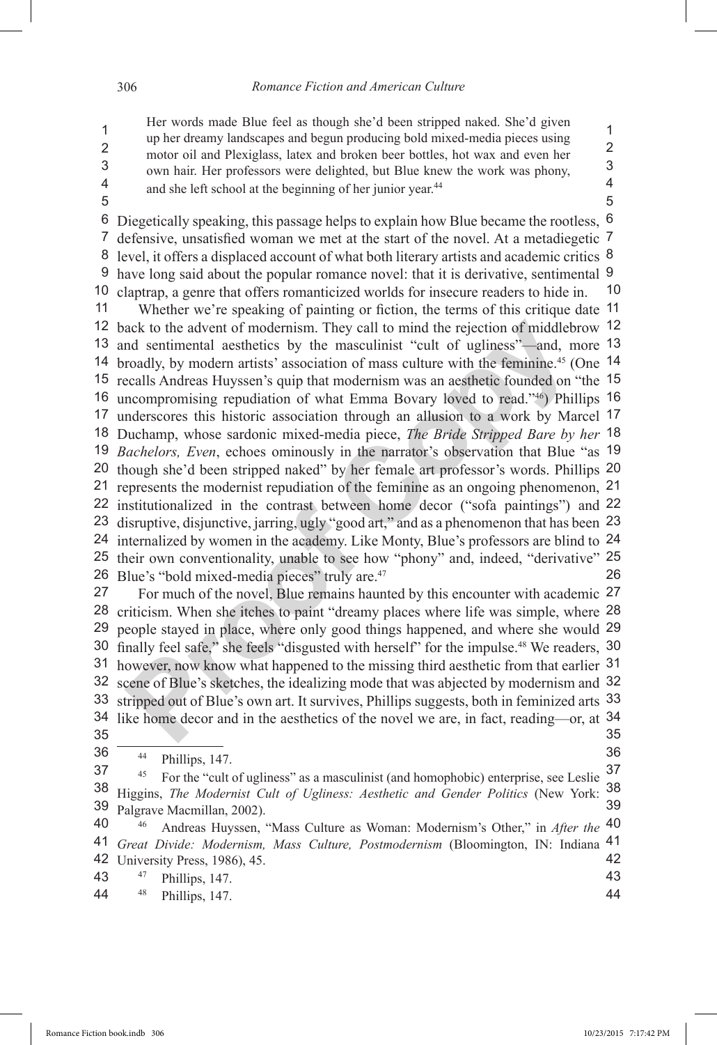> Her words made Blue feel as though she'd been stripped naked. She'd given up her dreamy landscapes and begun producing bold mixed-media pieces using motor oil and Plexiglass, latex and broken beer bottles, hot wax and even her own hair. Her professors were delighted, but Blue knew the work was phony, and she left school at the beginning of her junior year.[44]

Diegetically speaking, this passage helps to explain how Blue became the rootless, defensive, unsatisfied woman we met at the start of the novel. At a metadiegetic level, it offers a displaced account of what both literary artists and academic critics have long said about the popular romance novel: that it is derivative, sentimental claptrap, a genre that offers romanticized worlds for insecure readers to hide in.

Whether we're speaking of painting or fiction, the terms of this critique date back to the advent of modernism. They call to mind the rejection of middlebrow and sentimental aesthetics by the masculinist "cult of ugliness"—and, more broadly, by modern artists' association of mass culture with the feminine.[45] (One recalls Andreas Huyssen's quip that modernism was an aesthetic founded on "the uncompromising repudiation of what Emma Bovary loved to read."[46]) Phillips underscores this historic association through an allusion to a work by Marcel Duchamp, whose sardonic mixed-media piece, *The Bride Stripped Bare by her Bachelors, Even*, echoes ominously in the narrator's observation that Blue "as though she'd been stripped naked" by her female art professor's words. Phillips represents the modernist repudiation of the feminine as an ongoing phenomenon, institutionalized in the contrast between home decor ("sofa paintings") and disruptive, disjunctive, jarring, ugly "good art," and as a phenomenon that has been internalized by women in the academy. Like Monty, Blue's professors are blind to their own conventionality, unable to see how "phony" and, indeed, "derivative" Blue's "bold mixed-media pieces" truly are.[47]

For much of the novel, Blue remains haunted by this encounter with academic criticism. When she itches to paint "dreamy places where life was simple, where people stayed in place, where only good things happened, and where she would finally feel safe," she feels "disgusted with herself" for the impulse.[48] We readers, however, now know what happened to the missing third aesthetic from that earlier scene of Blue's sketches, the idealizing mode that was abjected by modernism and stripped out of Blue's own art. It survives, Phillips suggests, both in feminized arts like home decor and in the aesthetics of the novel we are, in fact, reading—or, at

---

[44] Phillips, 147.

[45] For the "cult of ugliness" as a masculinist (and homophobic) enterprise, see Leslie Higgins, *The Modernist Cult of Ugliness: Aesthetic and Gender Politics* (New York: Palgrave Macmillan, 2002).

[46] Andreas Huyssen, "Mass Culture as Woman: Modernism's Other," in *After the Great Divide: Modernism, Mass Culture, Postmodernism* (Bloomington, IN: Indiana University Press, 1986), 45.

[47] Phillips, 147.

[48] Phillips, 147.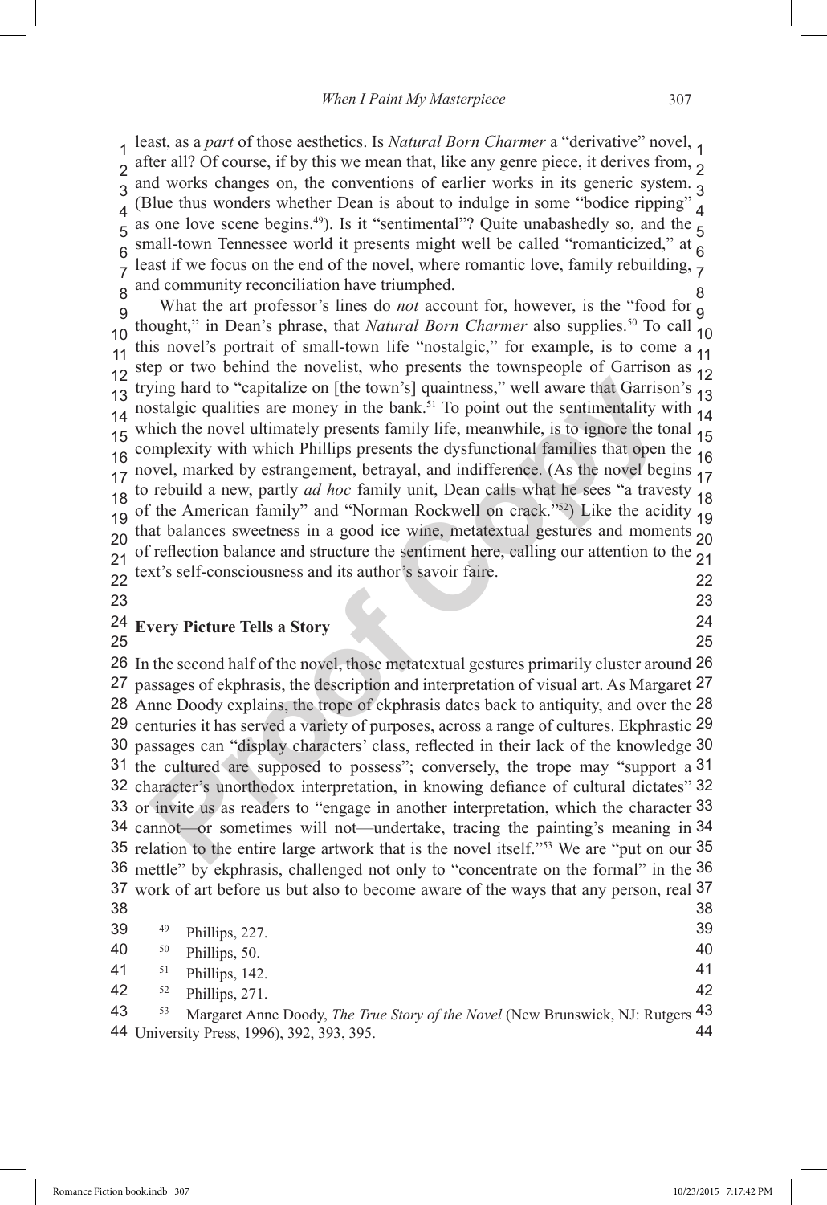least, as a *part* of those aesthetics. Is *Natural Born Charmer* a "derivative" novel, after all? Of course, if by this we mean that, like any genre piece, it derives from, and works changes on, the conventions of earlier works in its generic system. (Blue thus wonders whether Dean is about to indulge in some "bodice ripping" as one love scene begins.[49]). Is it "sentimental"? Quite unabashedly so, and the small-town Tennessee world it presents might well be called "romanticized," at least if we focus on the end of the novel, where romantic love, family rebuilding, and community reconciliation have triumphed.

What the art professor's lines do *not* account for, however, is the "food for thought," in Dean's phrase, that *Natural Born Charmer* also supplies.[50] To call this novel's portrait of small-town life "nostalgic," for example, is to come a step or two behind the novelist, who presents the townspeople of Garrison as trying hard to "capitalize on [the town's] quaintness," well aware that Garrison's nostalgic qualities are money in the bank.[51] To point out the sentimentality with which the novel ultimately presents family life, meanwhile, is to ignore the tonal complexity with which Phillips presents the dysfunctional families that open the novel, marked by estrangement, betrayal, and indifference. (As the novel begins to rebuild a new, partly *ad hoc* family unit, Dean calls what he sees "a travesty of the American family" and "Norman Rockwell on crack."[52]) Like the acidity that balances sweetness in a good ice wine, metatextual gestures and moments of reflection balance and structure the sentiment here, calling our attention to the text's self-consciousness and its author's savoir faire.

## Every Picture Tells a Story

In the second half of the novel, those metatextual gestures primarily cluster around passages of ekphrasis, the description and interpretation of visual art. As Margaret Anne Doody explains, the trope of ekphrasis dates back to antiquity, and over the centuries it has served a variety of purposes, across a range of cultures. Ekphrastic passages can "display characters' class, reflected in their lack of the knowledge the cultured are supposed to possess"; conversely, the trope may "support a character's unorthodox interpretation, in knowing defiance of cultural dictates" or invite us as readers to "engage in another interpretation, which the character cannot—or sometimes will not—undertake, tracing the painting's meaning in relation to the entire large artwork that is the novel itself."[53] We are "put on our mettle" by ekphrasis, challenged not only to "concentrate on the formal" in the work of art before us but also to become aware of the ways that any person, real

---

[49] Phillips, 227.

[50] Phillips, 50.

[51] Phillips, 142.

[52] Phillips, 271.

[53] Margaret Anne Doody, *The True Story of the Novel* (New Brunswick, NJ: Rutgers University Press, 1996), 392, 393, 395.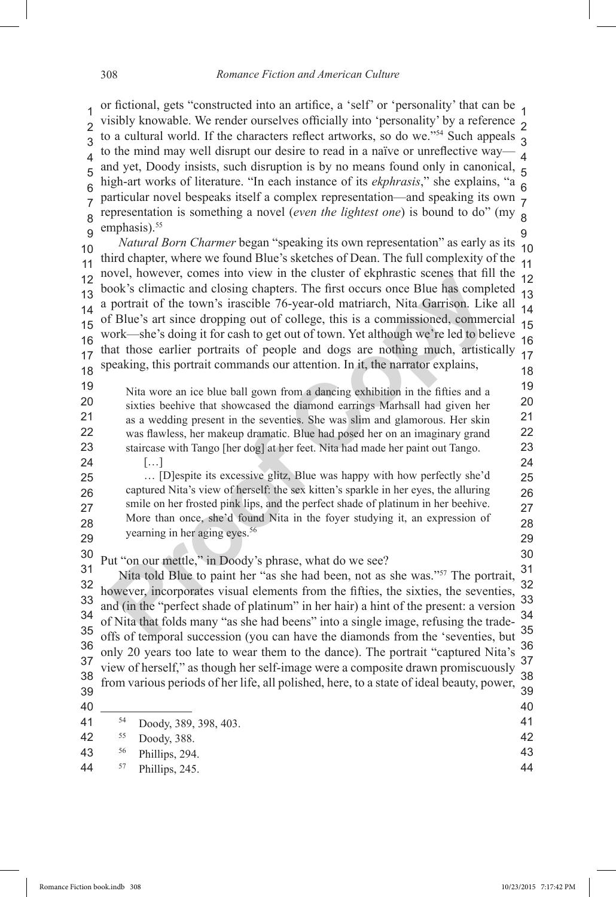or fictional, gets "constructed into an artifice, a 'self' or 'personality' that can be visibly knowable. We render ourselves officially into 'personality' by a reference to a cultural world. If the characters reflect artworks, so do we."[54] Such appeals to the mind may well disrupt our desire to read in a naïve or unreflective way—and yet, Doody insists, such disruption is by no means found only in canonical, high-art works of literature. "In each instance of its *ekphrasis*," she explains, "a particular novel bespeaks itself a complex representation—and speaking its own representation is something a novel (*even the lightest one*) is bound to do" (my emphasis).[55]

*Natural Born Charmer* began "speaking its own representation" as early as its third chapter, where we found Blue's sketches of Dean. The full complexity of the novel, however, comes into view in the cluster of ekphrastic scenes that fill the book's climactic and closing chapters. The first occurs once Blue has completed a portrait of the town's irascible 76-year-old matriarch, Nita Garrison. Like all of Blue's art since dropping out of college, this is a commissioned, commercial work—she's doing it for cash to get out of town. Yet although we're led to believe that those earlier portraits of people and dogs are nothing much, artistically speaking, this portrait commands our attention. In it, the narrator explains,

> Nita wore an ice blue ball gown from a dancing exhibition in the fifties and a sixties beehive that showcased the diamond earrings Marhsall had given her as a wedding present in the seventies. She was slim and glamorous. Her skin was flawless, her makeup dramatic. Blue had posed her on an imaginary grand staircase with Tango [her dog] at her feet. Nita had made her paint out Tango.
>
> […]
>
> … [D]espite its excessive glitz, Blue was happy with how perfectly she'd captured Nita's view of herself: the sex kitten's sparkle in her eyes, the alluring smile on her frosted pink lips, and the perfect shade of platinum in her beehive. More than once, she'd found Nita in the foyer studying it, an expression of yearning in her aging eyes.[56]

Put "on our mettle," in Doody's phrase, what do we see?

Nita told Blue to paint her "as she had been, not as she was."[57] The portrait, however, incorporates visual elements from the fifties, the sixties, the seventies, and (in the "perfect shade of platinum" in her hair) a hint of the present: a version of Nita that folds many "as she had beens" into a single image, refusing the trade-offs of temporal succession (you can have the diamonds from the 'seventies, but only 20 years too late to wear them to the dance). The portrait "captured Nita's view of herself," as though her self-image were a composite drawn promiscuously from various periods of her life, all polished, here, to a state of ideal beauty, power,

---

[54] Doody, 389, 398, 403.

[55] Doody, 388.

[56] Phillips, 294.

[57] Phillips, 245.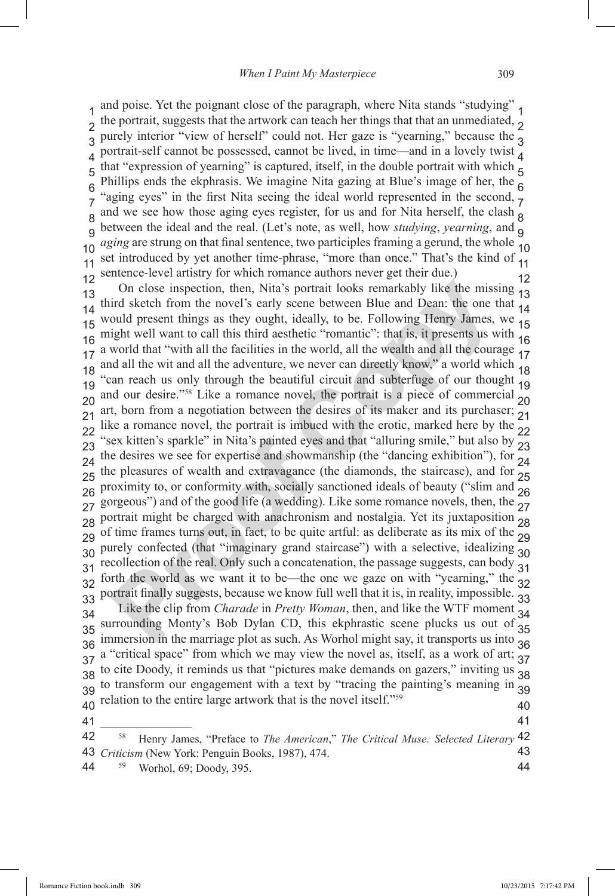and poise. Yet the poignant close of the paragraph, where Nita stands "studying" the portrait, suggests that the artwork can teach her things that that an unmediated, purely interior "view of herself" could not. Her gaze is "yearning," because the portrait-self cannot be possessed, cannot be lived, in time—and in a lovely twist that "expression of yearning" is captured, itself, in the double portrait with which Phillips ends the ekphrasis. We imagine Nita gazing at Blue's image of her, the "aging eyes" in the first Nita seeing the ideal world represented in the second, and we see how those aging eyes register, for us and for Nita herself, the clash between the ideal and the real. (Let's note, as well, how *studying*, *yearning*, and *aging* are strung on that final sentence, two participles framing a gerund, the whole set introduced by yet another time-phrase, "more than once." That's the kind of sentence-level artistry for which romance authors never get their due.)

On close inspection, then, Nita's portrait looks remarkably like the missing third sketch from the novel's early scene between Blue and Dean: the one that would present things as they ought, ideally, to be. Following Henry James, we might well want to call this third aesthetic "romantic": that is, it presents us with a world that "with all the facilities in the world, all the wealth and all the courage and all the wit and all the adventure, we never can directly know," a world which "can reach us only through the beautiful circuit and subterfuge of our thought and our desire."[58] Like a romance novel, the portrait is a piece of commercial art, born from a negotiation between the desires of its maker and its purchaser; like a romance novel, the portrait is imbued with the erotic, marked here by the "sex kitten's sparkle" in Nita's painted eyes and that "alluring smile," but also by the desires we see for expertise and showmanship (the "dancing exhibition"), for the pleasures of wealth and extravagance (the diamonds, the staircase), and for proximity to, or conformity with, socially sanctioned ideals of beauty ("slim and gorgeous") and of the good life (a wedding). Like some romance novels, then, the portrait might be charged with anachronism and nostalgia. Yet its juxtaposition of time frames turns out, in fact, to be quite artful: as deliberate as its mix of the purely confected (that "imaginary grand staircase") with a selective, idealizing recollection of the real. Only such a concatenation, the passage suggests, can body forth the world as we want it to be—the one we gaze on with "yearning," the portrait finally suggests, because we know full well that it is, in reality, impossible.

Like the clip from *Charade* in *Pretty Woman*, then, and like the WTF moment surrounding Monty's Bob Dylan CD, this ekphrastic scene plucks us out of immersion in the marriage plot as such. As Worhol might say, it transports us into a "critical space" from which we may view the novel as, itself, as a work of art; to cite Doody, it reminds us that "pictures make demands on gazers," inviting us to transform our engagement with a text by "tracing the painting's meaning in relation to the entire large artwork that is the novel itself."[59]

---

[58] Henry James, "Preface to *The American*," *The Critical Muse: Selected Literary Criticism* (New York: Penguin Books, 1987), 474.

[59] Worhol, 69; Doody, 395.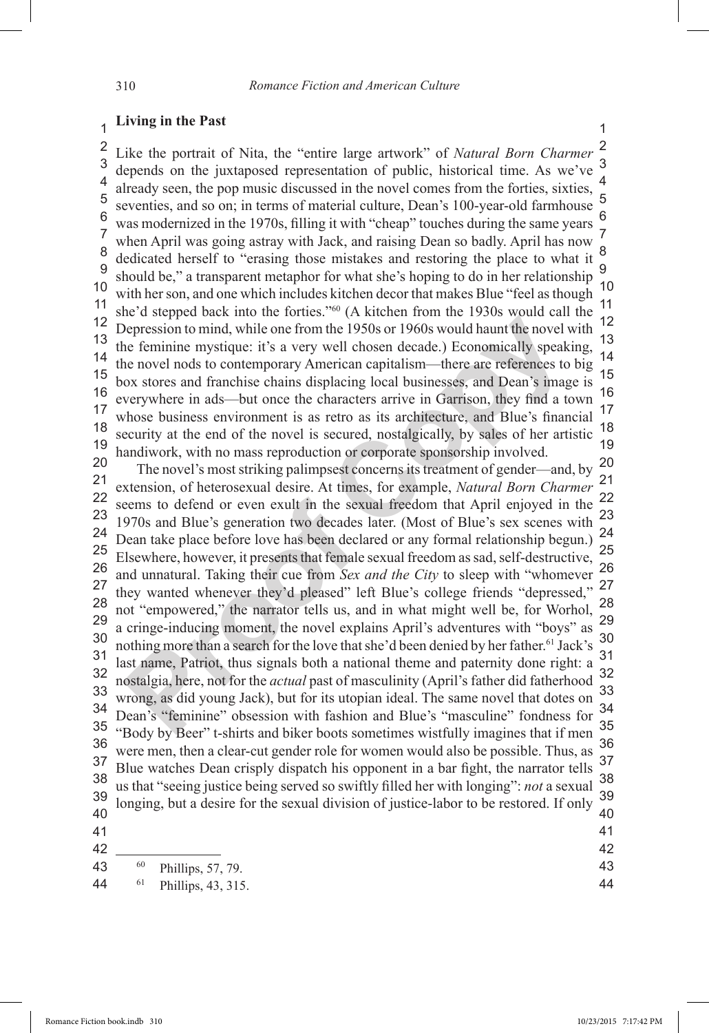## Living in the Past

Like the portrait of Nita, the "entire large artwork" of *Natural Born Charmer* depends on the juxtaposed representation of public, historical time. As we've already seen, the pop music discussed in the novel comes from the forties, sixties, seventies, and so on; in terms of material culture, Dean's 100-year-old farmhouse was modernized in the 1970s, filling it with "cheap" touches during the same years when April was going astray with Jack, and raising Dean so badly. April has now dedicated herself to "erasing those mistakes and restoring the place to what it should be," a transparent metaphor for what she's hoping to do in her relationship with her son, and one which includes kitchen decor that makes Blue "feel as though she'd stepped back into the forties."[60] (A kitchen from the 1930s would call the Depression to mind, while one from the 1950s or 1960s would haunt the novel with the feminine mystique: it's a very well chosen decade.) Economically speaking, the novel nods to contemporary American capitalism—there are references to big box stores and franchise chains displacing local businesses, and Dean's image is everywhere in ads—but once the characters arrive in Garrison, they find a town whose business environment is as retro as its architecture, and Blue's financial security at the end of the novel is secured, nostalgically, by sales of her artistic handiwork, with no mass reproduction or corporate sponsorship involved.

The novel's most striking palimpsest concerns its treatment of gender—and, by extension, of heterosexual desire. At times, for example, *Natural Born Charmer* seems to defend or even exult in the sexual freedom that April enjoyed in the 1970s and Blue's generation two decades later. (Most of Blue's sex scenes with Dean take place before love has been declared or any formal relationship begun.) Elsewhere, however, it presents that female sexual freedom as sad, self-destructive, and unnatural. Taking their cue from *Sex and the City* to sleep with "whomever they wanted whenever they'd pleased" left Blue's college friends "depressed," not "empowered," the narrator tells us, and in what might well be, for Worhol, a cringe-inducing moment, the novel explains April's adventures with "boys" as nothing more than a search for the love that she'd been denied by her father.[61] Jack's last name, Patriot, thus signals both a national theme and paternity done right: a nostalgia, here, not for the *actual* past of masculinity (April's father did fatherhood wrong, as did young Jack), but for its utopian ideal. The same novel that dotes on Dean's "feminine" obsession with fashion and Blue's "masculine" fondness for "Body by Beer" t-shirts and biker boots sometimes wistfully imagines that if men were men, then a clear-cut gender role for women would also be possible. Thus, as Blue watches Dean crisply dispatch his opponent in a bar fight, the narrator tells us that "seeing justice being served so swiftly filled her with longing": *not* a sexual longing, but a desire for the sexual division of justice-labor to be restored. If only

---

[60] Phillips, 57, 79.

[61] Phillips, 43, 315.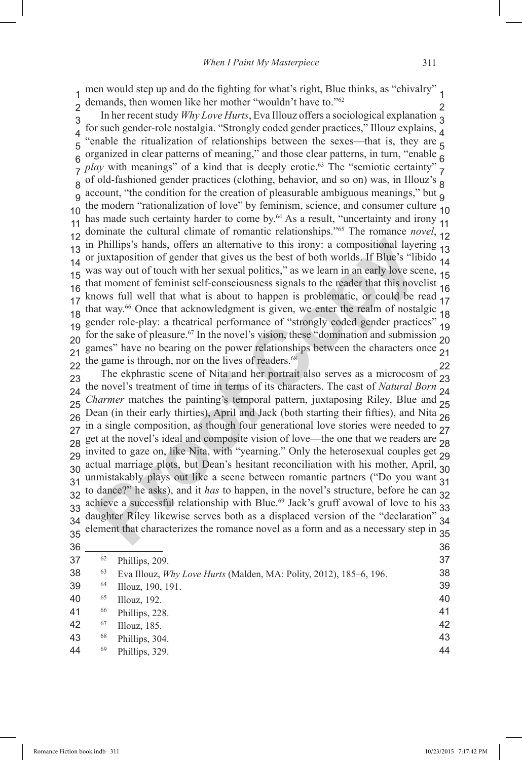men would step up and do the fighting for what's right, Blue thinks, as "chivalry" demands, then women like her mother "wouldn't have to."[62]

In her recent study *Why Love Hurts*, Eva Illouz offers a sociological explanation for such gender-role nostalgia. "Strongly coded gender practices," Illouz explains, "enable the ritualization of relationships between the sexes—that is, they are organized in clear patterns of meaning," and those clear patterns, in turn, "enable *play* with meanings" of a kind that is deeply erotic.[63] The "semiotic certainty" of old-fashioned gender practices (clothing, behavior, and so on) was, in Illouz's account, "the condition for the creation of pleasurable ambiguous meanings," but the modern "rationalization of love" by feminism, science, and consumer culture has made such certainty harder to come by.[64] As a result, "uncertainty and irony dominate the cultural climate of romantic relationships."[65] The romance *novel*, in Phillips's hands, offers an alternative to this irony: a compositional layering or juxtaposition of gender that gives us the best of both worlds. If Blue's "libido was way out of touch with her sexual politics," as we learn in an early love scene, that moment of feminist self-consciousness signals to the reader that this novelist knows full well that what is about to happen is problematic, or could be read that way.[66] Once that acknowledgment is given, we enter the realm of nostalgic gender role-play: a theatrical performance of "strongly coded gender practices" for the sake of pleasure.[67] In the novel's vision, these "domination and submission games" have no bearing on the power relationships between the characters once the game is through, nor on the lives of readers.[68]

The ekphrastic scene of Nita and her portrait also serves as a microcosm of the novel's treatment of time in terms of its characters. The cast of *Natural Born Charmer* matches the painting's temporal pattern, juxtaposing Riley, Blue and Dean (in their early thirties), April and Jack (both starting their fifties), and Nita in a single composition, as though four generational love stories were needed to get at the novel's ideal and composite vision of love—the one that we readers are invited to gaze on, like Nita, with "yearning." Only the heterosexual couples get actual marriage plots, but Dean's hesitant reconciliation with his mother, April, unmistakably plays out like a scene between romantic partners ("Do you want to dance?" he asks), and it *has* to happen, in the novel's structure, before he can achieve a successful relationship with Blue.[69] Jack's gruff avowal of love to his daughter Riley likewise serves both as a displaced version of the "declaration" element that characterizes the romance novel as a form and as a necessary step in

---

[62] Phillips, 209.

[63] Eva Illouz, *Why Love Hurts* (Malden, MA: Polity, 2012), 185–6, 196.

[64] Illouz, 190, 191.

[65] Illouz, 192.

[66] Phillips, 228.

[67] Illouz, 185.

[68] Phillips, 304.

[69] Phillips, 329.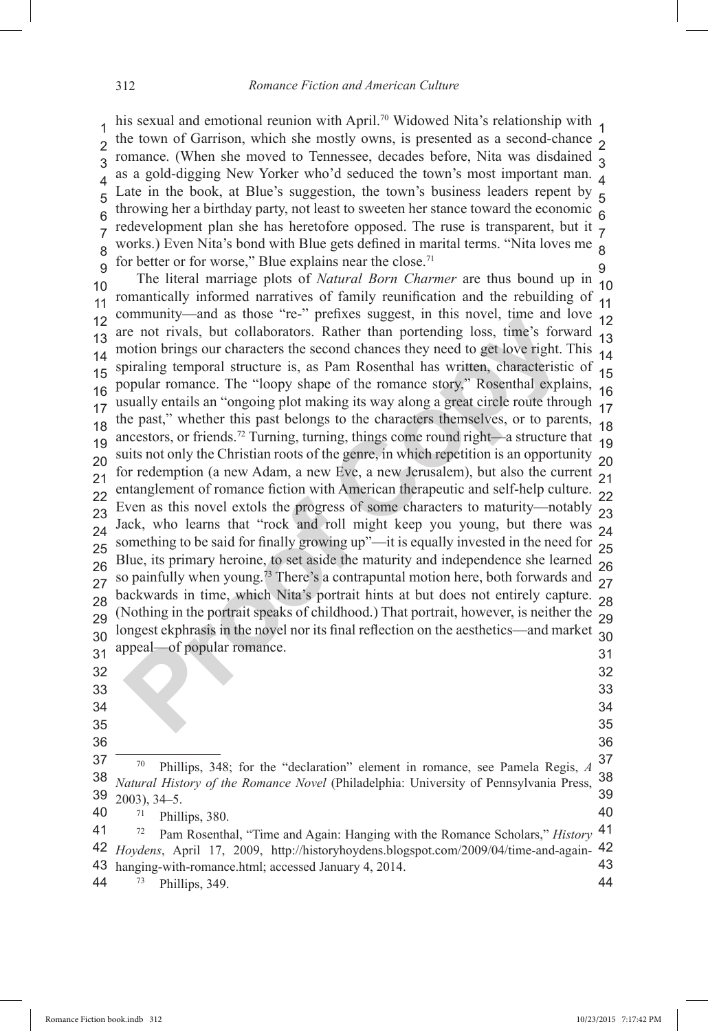his sexual and emotional reunion with April.[70] Widowed Nita's relationship with the town of Garrison, which she mostly owns, is presented as a second-chance romance. (When she moved to Tennessee, decades before, Nita was disdained as a gold-digging New Yorker who'd seduced the town's most important man. Late in the book, at Blue's suggestion, the town's business leaders repent by throwing her a birthday party, not least to sweeten her stance toward the economic redevelopment plan she has heretofore opposed. The ruse is transparent, but it works.) Even Nita's bond with Blue gets defined in marital terms. "Nita loves me for better or for worse," Blue explains near the close.[71]

The literal marriage plots of *Natural Born Charmer* are thus bound up in romantically informed narratives of family reunification and the rebuilding of community—and as those "re-" prefixes suggest, in this novel, time and love are not rivals, but collaborators. Rather than portending loss, time's forward motion brings our characters the second chances they need to get love right. This spiraling temporal structure is, as Pam Rosenthal has written, characteristic of popular romance. The "loopy shape of the romance story," Rosenthal explains, usually entails an "ongoing plot making its way along a great circle route through the past," whether this past belongs to the characters themselves, or to parents, ancestors, or friends.[72] Turning, turning, things come round right—a structure that suits not only the Christian roots of the genre, in which repetition is an opportunity for redemption (a new Adam, a new Eve, a new Jerusalem), but also the current entanglement of romance fiction with American therapeutic and self-help culture. Even as this novel extols the progress of some characters to maturity—notably Jack, who learns that "rock and roll might keep you young, but there was something to be said for finally growing up"—it is equally invested in the need for Blue, its primary heroine, to set aside the maturity and independence she learned so painfully when young.[73] There's a contrapuntal motion here, both forwards and backwards in time, which Nita's portrait hints at but does not entirely capture. (Nothing in the portrait speaks of childhood.) That portrait, however, is neither the longest ekphrasis in the novel nor its final reflection on the aesthetics—and market appeal—of popular romance.

---

[70] Phillips, 348; for the "declaration" element in romance, see Pamela Regis, *A Natural History of the Romance Novel* (Philadelphia: University of Pennsylvania Press, 2003), 34–5.

[71] Phillips, 380.

[72] Pam Rosenthal, "Time and Again: Hanging with the Romance Scholars," *History Hoydens*, April 17, 2009, http://historyhoydens.blogspot.com/2009/04/time-and-again-hanging-with-romance.html; accessed January 4, 2014.

[73] Phillips, 349.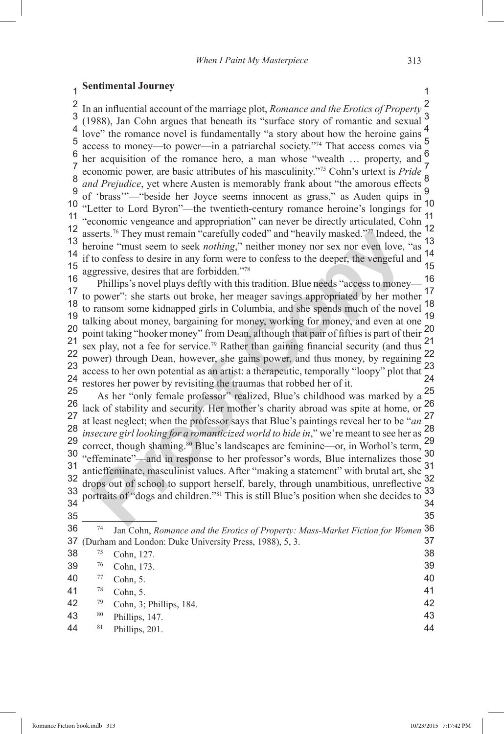## Sentimental Journey

In an influential account of the marriage plot, *Romance and the Erotics of Property* (1988), Jan Cohn argues that beneath its "surface story of romantic and sexual love" the romance novel is fundamentally "a story about how the heroine gains access to money—to power—in a patriarchal society."[74] That access comes via her acquisition of the romance hero, a man whose "wealth … property, and economic power, are basic attributes of his masculinity."[75] Cohn's urtext is *Pride and Prejudice*, yet where Austen is memorably frank about "the amorous effects of 'brass'"—"beside her Joyce seems innocent as grass," as Auden quips in "Letter to Lord Byron"—the twentieth-century romance heroine's longings for "economic vengeance and appropriation" can never be directly articulated, Cohn asserts.[76] They must remain "carefully coded" and "heavily masked."[77] Indeed, the heroine "must seem to seek *nothing*," neither money nor sex nor even love, "as if to confess to desire in any form were to confess to the deeper, the vengeful and aggressive, desires that are forbidden."[78]

Phillips's novel plays deftly with this tradition. Blue needs "access to money—to power": she starts out broke, her meager savings appropriated by her mother to ransom some kidnapped girls in Columbia, and she spends much of the novel talking about money, bargaining for money, working for money, and even at one point taking "hooker money" from Dean, although that pair of fifties is part of their sex play, not a fee for service.[79] Rather than gaining financial security (and thus power) through Dean, however, she gains power, and thus money, by regaining access to her own potential as an artist: a therapeutic, temporally "loopy" plot that restores her power by revisiting the traumas that robbed her of it.

As her "only female professor" realized, Blue's childhood was marked by a lack of stability and security. Her mother's charity abroad was spite at home, or at least neglect; when the professor says that Blue's paintings reveal her to be "*an insecure girl looking for a romanticized world to hide in*," we're meant to see her as correct, though shaming.[80] Blue's landscapes are feminine—or, in Worhol's term, "effeminate"—and in response to her professor's words, Blue internalizes those antieffeminate, masculinist values. After "making a statement" with brutal art, she drops out of school to support herself, barely, through unambitious, unreflective portraits of "dogs and children."[81] This is still Blue's position when she decides to

---

[74] Jan Cohn, *Romance and the Erotics of Property: Mass-Market Fiction for Women* (Durham and London: Duke University Press, 1988), 5, 3.

[75] Cohn, 127.

[76] Cohn, 173.

[77] Cohn, 5.

[78] Cohn, 5.

[79] Cohn, 3; Phillips, 184.

[80] Phillips, 147.

[81] Phillips, 201.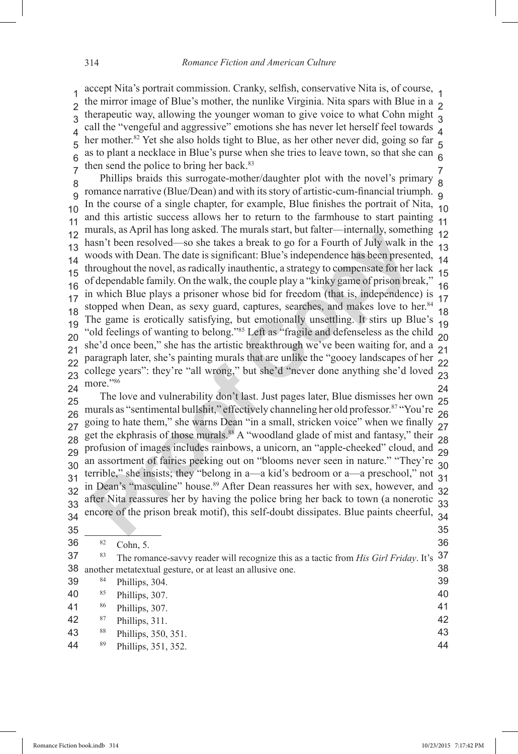accept Nita's portrait commission. Cranky, selfish, conservative Nita is, of course, the mirror image of Blue's mother, the nunlike Virginia. Nita spars with Blue in a therapeutic way, allowing the younger woman to give voice to what Cohn might call the "vengeful and aggressive" emotions she has never let herself feel towards her mother.[82] Yet she also holds tight to Blue, as her other never did, going so far as to plant a necklace in Blue's purse when she tries to leave town, so that she can then send the police to bring her back.[83]

Phillips braids this surrogate-mother/daughter plot with the novel's primary romance narrative (Blue/Dean) and with its story of artistic-cum-financial triumph. In the course of a single chapter, for example, Blue finishes the portrait of Nita, and this artistic success allows her to return to the farmhouse to start painting murals, as April has long asked. The murals start, but falter—internally, something hasn't been resolved—so she takes a break to go for a Fourth of July walk in the woods with Dean. The date is significant: Blue's independence has been presented, throughout the novel, as radically inauthentic, a strategy to compensate for her lack of dependable family. On the walk, the couple play a "kinky game of prison break," in which Blue plays a prisoner whose bid for freedom (that is, independence) is stopped when Dean, as sexy guard, captures, searches, and makes love to her.[84] The game is erotically satisfying, but emotionally unsettling. It stirs up Blue's "old feelings of wanting to belong."[85] Left as "fragile and defenseless as the child she'd once been," she has the artistic breakthrough we've been waiting for, and a paragraph later, she's painting murals that are unlike the "gooey landscapes of her college years": they're "all wrong," but she'd "never done anything she'd loved more."[86]

The love and vulnerability don't last. Just pages later, Blue dismisses her own murals as "sentimental bullshit," effectively channeling her old professor.[87] "You're going to hate them," she warns Dean "in a small, stricken voice" when we finally get the ekphrasis of those murals.[88] A "woodland glade of mist and fantasy," their profusion of images includes rainbows, a unicorn, an "apple-cheeked" cloud, and an assortment of fairies peeking out on "blooms never seen in nature." "They're terrible," she insists; they "belong in a—a kid's bedroom or a—a preschool," not in Dean's "masculine" house.[89] After Dean reassures her with sex, however, and after Nita reassures her by having the police bring her back to town (a nonerotic encore of the prison break motif), this self-doubt dissipates. Blue paints cheerful,

---

[82] Cohn, 5.

[83] The romance-savvy reader will recognize this as a tactic from *His Girl Friday*. It's another metatextual gesture, or at least an allusive one.

[84] Phillips, 304.

[85] Phillips, 307.

[86] Phillips, 307.

[87] Phillips, 311.

[88] Phillips, 350, 351.

[89] Phillips, 351, 352.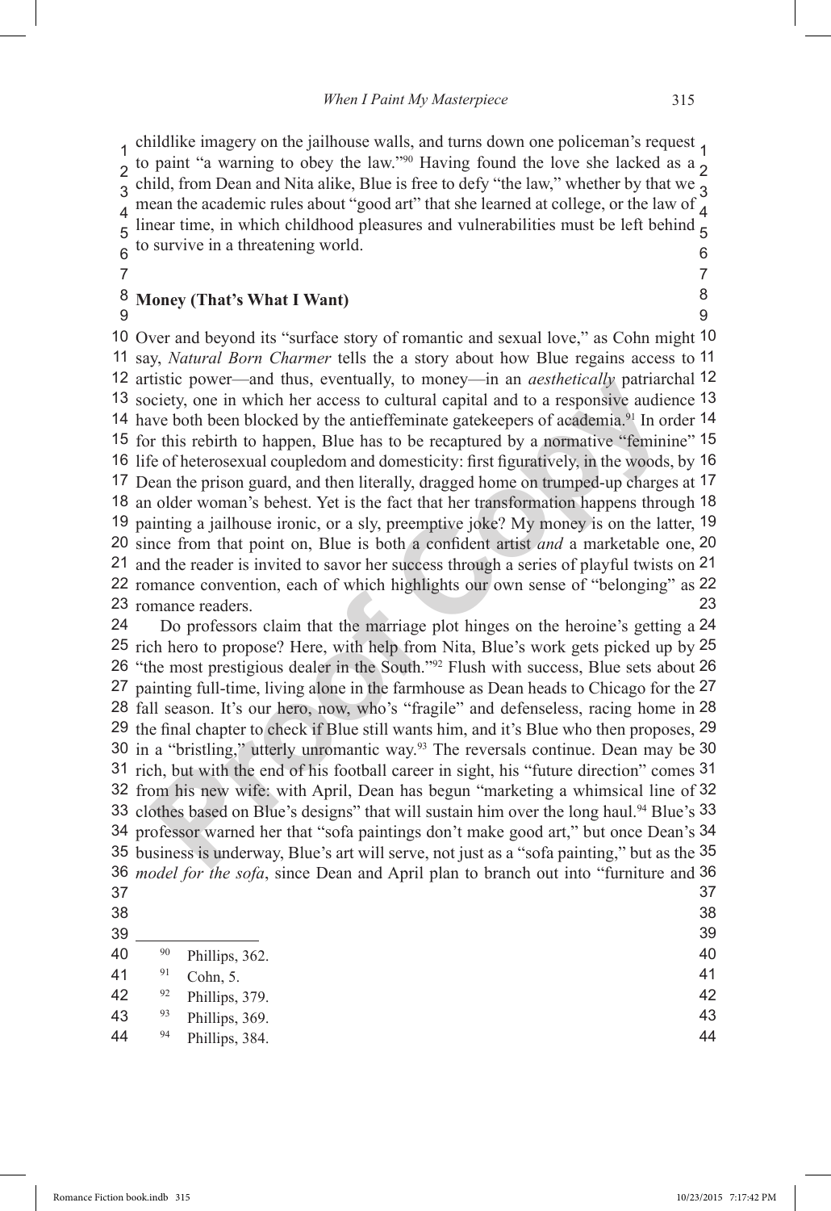childlike imagery on the jailhouse walls, and turns down one policeman's request to paint "a warning to obey the law."[90] Having found the love she lacked as a child, from Dean and Nita alike, Blue is free to defy "the law," whether by that we mean the academic rules about "good art" that she learned at college, or the law of linear time, in which childhood pleasures and vulnerabilities must be left behind to survive in a threatening world.

## Money (That's What I Want)

Over and beyond its "surface story of romantic and sexual love," as Cohn might say, *Natural Born Charmer* tells the a story about how Blue regains access to artistic power—and thus, eventually, to money—in an *aesthetically* patriarchal society, one in which her access to cultural capital and to a responsive audience have both been blocked by the antieffeminate gatekeepers of academia.[91] In order for this rebirth to happen, Blue has to be recaptured by a normative "feminine" life of heterosexual coupledom and domesticity: first figuratively, in the woods, by Dean the prison guard, and then literally, dragged home on trumped-up charges at an older woman's behest. Yet is the fact that her transformation happens through painting a jailhouse ironic, or a sly, preemptive joke? My money is on the latter, since from that point on, Blue is both a confident artist *and* a marketable one, and the reader is invited to savor her success through a series of playful twists on romance convention, each of which highlights our own sense of "belonging" as romance readers.

Do professors claim that the marriage plot hinges on the heroine's getting a rich hero to propose? Here, with help from Nita, Blue's work gets picked up by "the most prestigious dealer in the South."[92] Flush with success, Blue sets about painting full-time, living alone in the farmhouse as Dean heads to Chicago for the fall season. It's our hero, now, who's "fragile" and defenseless, racing home in the final chapter to check if Blue still wants him, and it's Blue who then proposes, in a "bristling," utterly unromantic way.[93] The reversals continue. Dean may be rich, but with the end of his football career in sight, his "future direction" comes from his new wife: with April, Dean has begun "marketing a whimsical line of clothes based on Blue's designs" that will sustain him over the long haul.[94] Blue's professor warned her that "sofa paintings don't make good art," but once Dean's business is underway, Blue's art will serve, not just as a "sofa painting," but as the *model for the sofa*, since Dean and April plan to branch out into "furniture and

---

[90] Phillips, 362.

[91] Cohn, 5.

[92] Phillips, 379.

[93] Phillips, 369.

[94] Phillips, 384.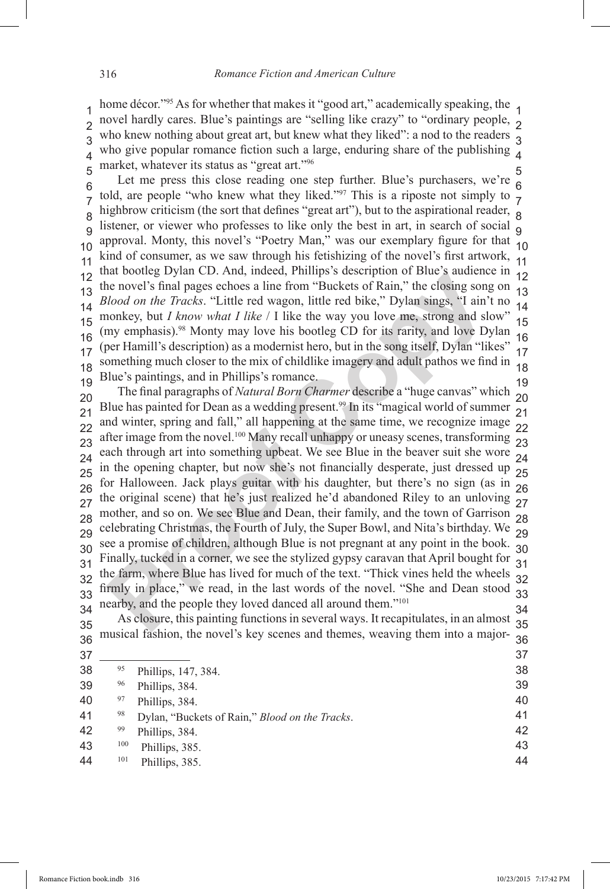home décor."[95] As for whether that makes it "good art," academically speaking, the novel hardly cares. Blue's paintings are "selling like crazy" to "ordinary people, who knew nothing about great art, but knew what they liked": a nod to the readers who give popular romance fiction such a large, enduring share of the publishing market, whatever its status as "great art."[96]

Let me press this close reading one step further. Blue's purchasers, we're told, are people "who knew what they liked."[97] This is a riposte not simply to highbrow criticism (the sort that defines "great art"), but to the aspirational reader, listener, or viewer who professes to like only the best in art, in search of social approval. Monty, this novel's "Poetry Man," was our exemplary figure for that kind of consumer, as we saw through his fetishizing of the novel's first artwork, that bootleg Dylan CD. And, indeed, Phillips's description of Blue's audience in the novel's final pages echoes a line from "Buckets of Rain," the closing song on *Blood on the Tracks*. "Little red wagon, little red bike," Dylan sings, "I ain't no monkey, but *I know what I like* / I like the way you love me, strong and slow" (my emphasis).[98] Monty may love his bootleg CD for its rarity, and love Dylan (per Hamill's description) as a modernist hero, but in the song itself, Dylan "likes" something much closer to the mix of childlike imagery and adult pathos we find in Blue's paintings, and in Phillips's romance.

The final paragraphs of *Natural Born Charmer* describe a "huge canvas" which Blue has painted for Dean as a wedding present.[99] In its "magical world of summer and winter, spring and fall," all happening at the same time, we recognize image after image from the novel.[100] Many recall unhappy or uneasy scenes, transforming each through art into something upbeat. We see Blue in the beaver suit she wore in the opening chapter, but now she's not financially desperate, just dressed up for Halloween. Jack plays guitar with his daughter, but there's no sign (as in the original scene) that he's just realized he'd abandoned Riley to an unloving mother, and so on. We see Blue and Dean, their family, and the town of Garrison celebrating Christmas, the Fourth of July, the Super Bowl, and Nita's birthday. We see a promise of children, although Blue is not pregnant at any point in the book. Finally, tucked in a corner, we see the stylized gypsy caravan that April bought for the farm, where Blue has lived for much of the text. "Thick vines held the wheels firmly in place," we read, in the last words of the novel. "She and Dean stood nearby, and the people they loved danced all around them."[101]

As closure, this painting functions in several ways. It recapitulates, in an almost musical fashion, the novel's key scenes and themes, weaving them into a major-

---

[95] Phillips, 147, 384.

[96] Phillips, 384.

[97] Phillips, 384.

[98] Dylan, "Buckets of Rain," *Blood on the Tracks*.

[99] Phillips, 384.

[100] Phillips, 385.

[101] Phillips, 385.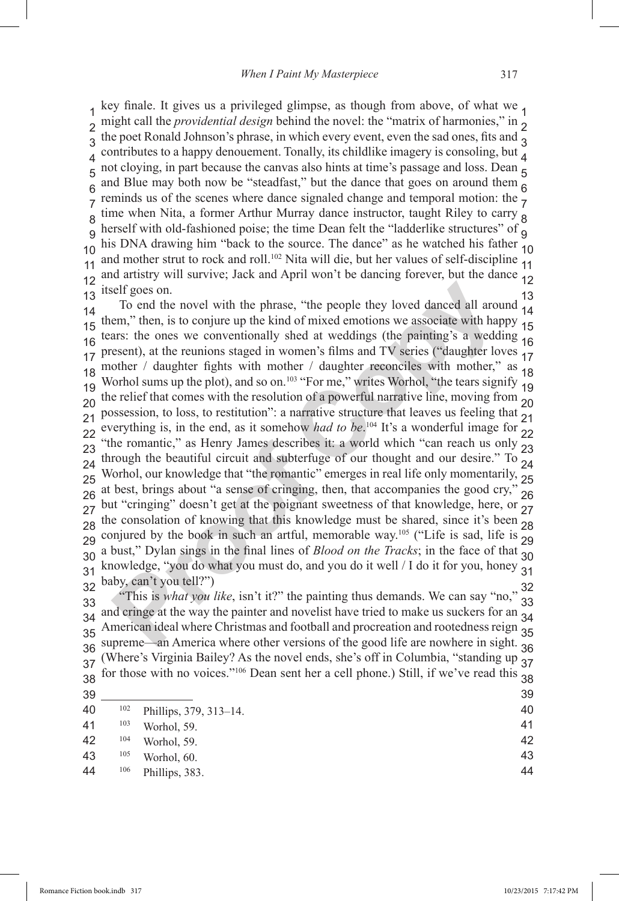key finale. It gives us a privileged glimpse, as though from above, of what we might call the *providential design* behind the novel: the "matrix of harmonies," in the poet Ronald Johnson's phrase, in which every event, even the sad ones, fits and contributes to a happy denouement. Tonally, its childlike imagery is consoling, but not cloying, in part because the canvas also hints at time's passage and loss. Dean and Blue may both now be "steadfast," but the dance that goes on around them reminds us of the scenes where dance signaled change and temporal motion: the time when Nita, a former Arthur Murray dance instructor, taught Riley to carry herself with old-fashioned poise; the time Dean felt the "ladderlike structures" of his DNA drawing him "back to the source. The dance" as he watched his father and mother strut to rock and roll.[102] Nita will die, but her values of self-discipline and artistry will survive; Jack and April won't be dancing forever, but the dance itself goes on.

To end the novel with the phrase, "the people they loved danced all around them," then, is to conjure up the kind of mixed emotions we associate with happy tears: the ones we conventionally shed at weddings (the painting's a wedding present), at the reunions staged in women's films and TV series ("daughter loves mother / daughter fights with mother / daughter reconciles with mother," as Worhol sums up the plot), and so on.[103] "For me," writes Worhol, "the tears signify the relief that comes with the resolution of a powerful narrative line, moving from possession, to loss, to restitution": a narrative structure that leaves us feeling that everything is, in the end, as it somehow *had to be*.[104] It's a wonderful image for "the romantic," as Henry James describes it: a world which "can reach us only through the beautiful circuit and subterfuge of our thought and our desire." To Worhol, our knowledge that "the romantic" emerges in real life only momentarily, at best, brings about "a sense of cringing, then, that accompanies the good cry," but "cringing" doesn't get at the poignant sweetness of that knowledge, here, or the consolation of knowing that this knowledge must be shared, since it's been conjured by the book in such an artful, memorable way.[105] ("Life is sad, life is a bust," Dylan sings in the final lines of *Blood on the Tracks*; in the face of that knowledge, "you do what you must do, and you do it well / I do it for you, honey baby, can't you tell?")

"This is *what you like*, isn't it?" the painting thus demands. We can say "no," and cringe at the way the painter and novelist have tried to make us suckers for an American ideal where Christmas and football and procreation and rootedness reign supreme—an America where other versions of the good life are nowhere in sight. (Where's Virginia Bailey? As the novel ends, she's off in Columbia, "standing up for those with no voices."[106] Dean sent her a cell phone.) Still, if we've read this

---

[102] Phillips, 379, 313–14.

[103] Worhol, 59.

[104] Worhol, 59.

[105] Worhol, 60.

[106] Phillips, 383.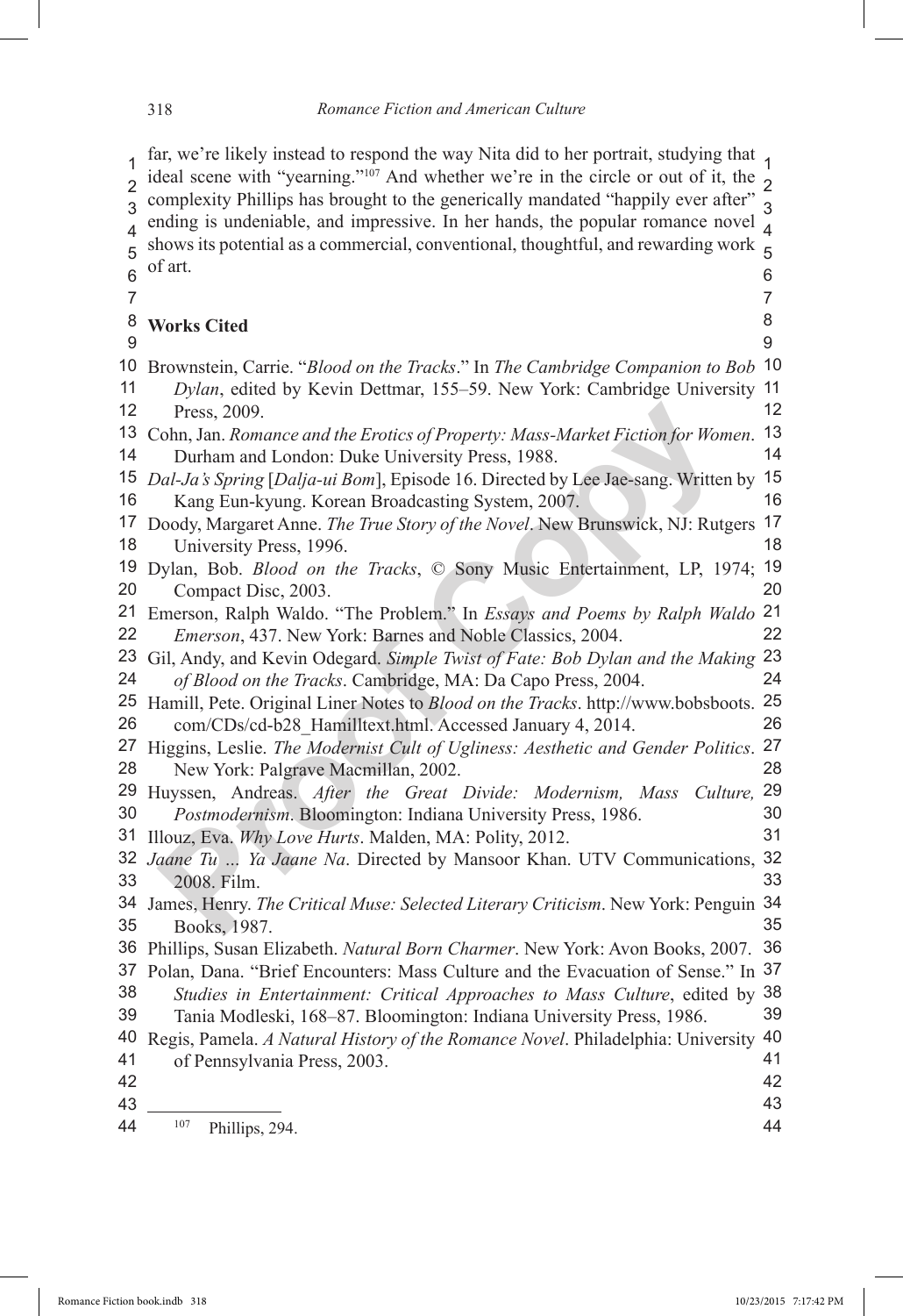far, we're likely instead to respond the way Nita did to her portrait, studying that ideal scene with "yearning."[107] And whether we're in the circle or out of it, the complexity Phillips has brought to the generically mandated "happily ever after" ending is undeniable, and impressive. In her hands, the popular romance novel shows its potential as a commercial, conventional, thoughtful, and rewarding work of art.

## Works Cited

Brownstein, Carrie. "*Blood on the Tracks*." In *The Cambridge Companion to Bob Dylan*, edited by Kevin Dettmar, 155–59. New York: Cambridge University Press, 2009.

Cohn, Jan. *Romance and the Erotics of Property: Mass-Market Fiction for Women*. Durham and London: Duke University Press, 1988.

*Dal-Ja's Spring* [*Dalja-ui Bom*], Episode 16. Directed by Lee Jae-sang. Written by Kang Eun-kyung. Korean Broadcasting System, 2007.

Doody, Margaret Anne. *The True Story of the Novel*. New Brunswick, NJ: Rutgers University Press, 1996.

Dylan, Bob. *Blood on the Tracks*, © Sony Music Entertainment, LP, 1974; Compact Disc, 2003.

Emerson, Ralph Waldo. "The Problem." In *Essays and Poems by Ralph Waldo Emerson*, 437. New York: Barnes and Noble Classics, 2004.

Gil, Andy, and Kevin Odegard. *Simple Twist of Fate: Bob Dylan and the Making of Blood on the Tracks*. Cambridge, MA: Da Capo Press, 2004.

Hamill, Pete. Original Liner Notes to *Blood on the Tracks*. http://www.bobsboots.com/CDs/cd-b28_Hamilltext.html. Accessed January 4, 2014.

Higgins, Leslie. *The Modernist Cult of Ugliness: Aesthetic and Gender Politics*. New York: Palgrave Macmillan, 2002.

Huyssen, Andreas. *After the Great Divide: Modernism, Mass Culture, Postmodernism*. Bloomington: Indiana University Press, 1986.

Illouz, Eva. *Why Love Hurts*. Malden, MA: Polity, 2012.

*Jaane Tu ... Ya Jaane Na*. Directed by Mansoor Khan. UTV Communications, 2008. Film.

James, Henry. *The Critical Muse: Selected Literary Criticism*. New York: Penguin Books, 1987.

Phillips, Susan Elizabeth. *Natural Born Charmer*. New York: Avon Books, 2007.

Polan, Dana. "Brief Encounters: Mass Culture and the Evacuation of Sense." In *Studies in Entertainment: Critical Approaches to Mass Culture*, edited by Tania Modleski, 168–87. Bloomington: Indiana University Press, 1986.

Regis, Pamela. *A Natural History of the Romance Novel*. Philadelphia: University of Pennsylvania Press, 2003.

---

[107] Phillips, 294.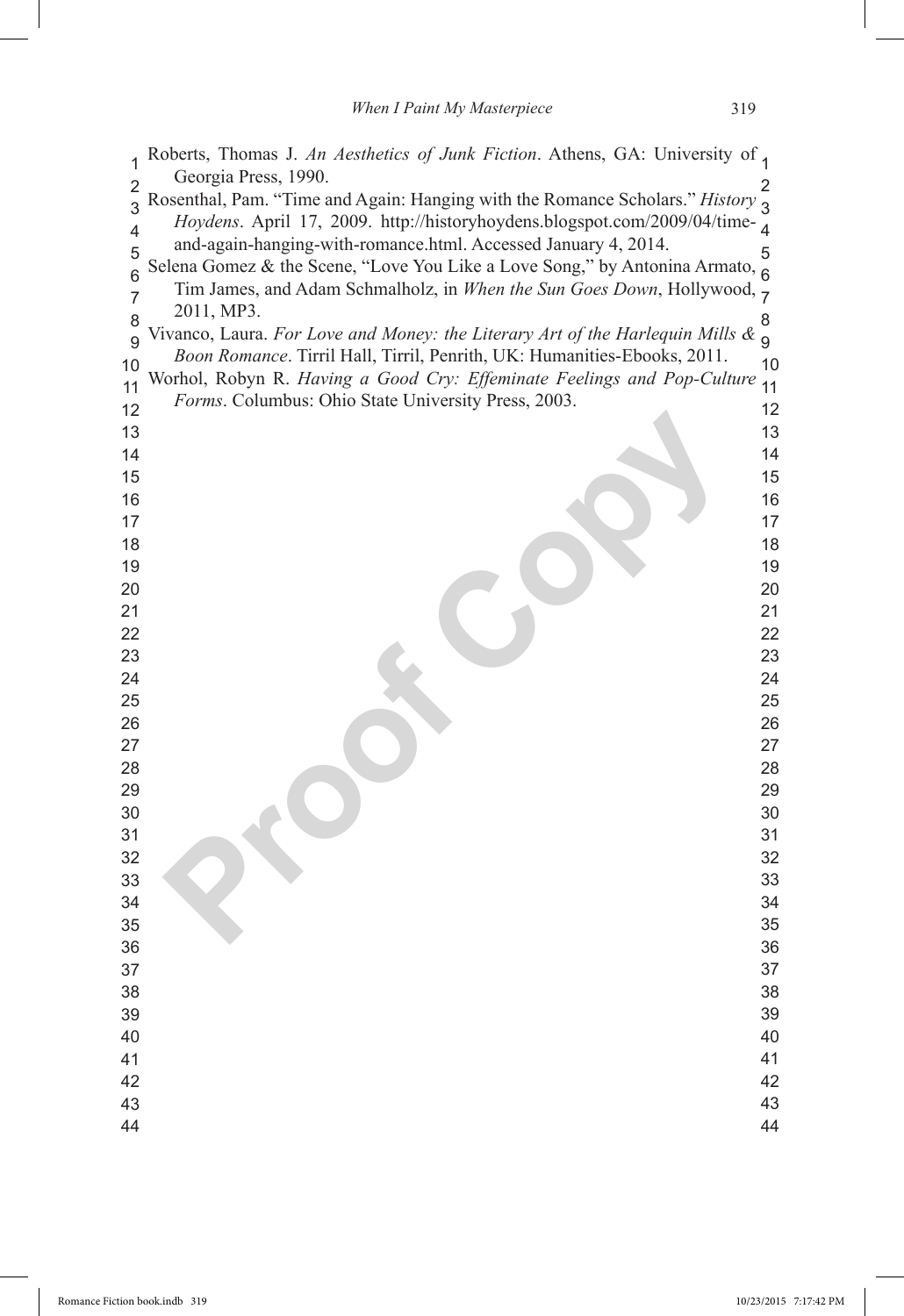Roberts, Thomas J. *An Aesthetics of Junk Fiction*. Athens, GA: University of Georgia Press, 1990.

Rosenthal, Pam. "Time and Again: Hanging with the Romance Scholars." *History Hoydens*. April 17, 2009. http://historyhoydens.blogspot.com/2009/04/time-and-again-hanging-with-romance.html. Accessed January 4, 2014.

Selena Gomez & the Scene, "Love You Like a Love Song," by Antonina Armato, Tim James, and Adam Schmalholz, in *When the Sun Goes Down*, Hollywood, 2011, MP3.

Vivanco, Laura. *For Love and Money: the Literary Art of the Harlequin Mills & Boon Romance*. Tirril Hall, Tirril, Penrith, UK: Humanities-Ebooks, 2011.

Worhol, Robyn R. *Having a Good Cry: Effeminate Feelings and Pop-Culture Forms*. Columbus: Ohio State University Press, 2003.